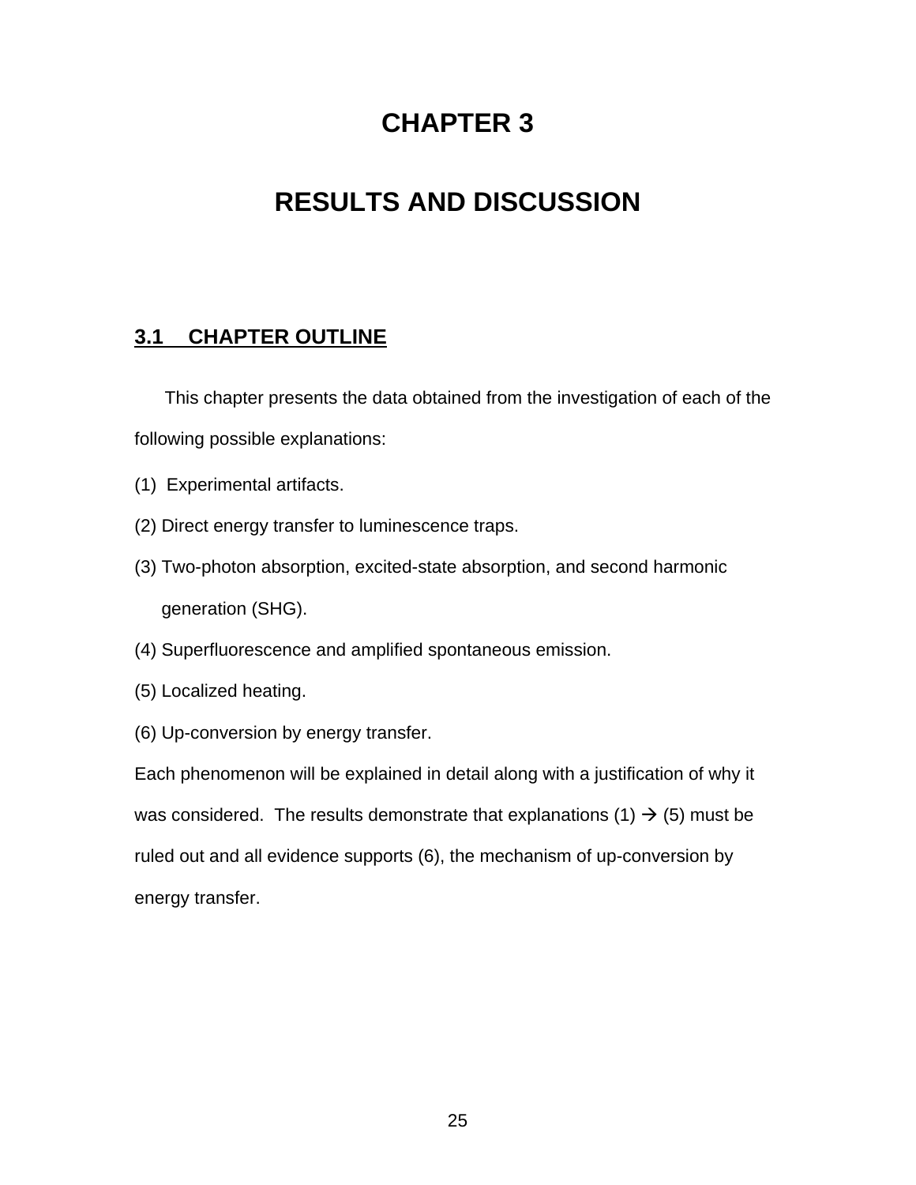# CHAPTER 3

# RESULTS AND DISCUSSION

## 3.1 CHAPTER OUTLINE

This chapter presents the data obtained from the investigation of each of the following possible explanations:

(1) Experimental artifacts.

(2) Direct energy transfer to luminescence traps.

(3) Two-photon absorption, excited-state absorption, and second harmonic generation (SHG).

(4) Superfluorescence and amplified spontaneous emission.

(5) Localized heating.

(6) Up-conversion by energy transfer.

Each phenomenon will be explained in detail along with a justification of why it was considered. The results demonstrate that explanations (1) → (5) must be ruled out and all evidence supports (6), the mechanism of up-conversion by energy transfer.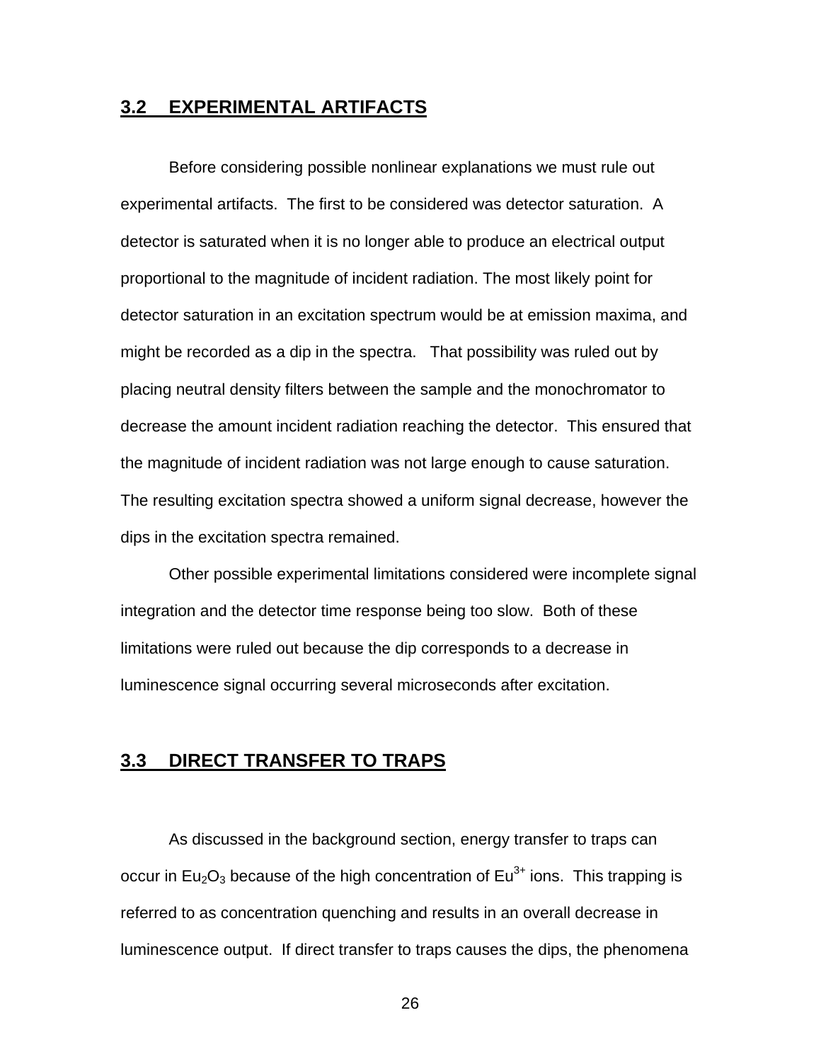## 3.2 EXPERIMENTAL ARTIFACTS

Before considering possible nonlinear explanations we must rule out experimental artifacts. The first to be considered was detector saturation. A detector is saturated when it is no longer able to produce an electrical output proportional to the magnitude of incident radiation. The most likely point for detector saturation in an excitation spectrum would be at emission maxima, and might be recorded as a dip in the spectra. That possibility was ruled out by placing neutral density filters between the sample and the monochromator to decrease the amount incident radiation reaching the detector. This ensured that the magnitude of incident radiation was not large enough to cause saturation. The resulting excitation spectra showed a uniform signal decrease, however the dips in the excitation spectra remained.

Other possible experimental limitations considered were incomplete signal integration and the detector time response being too slow. Both of these limitations were ruled out because the dip corresponds to a decrease in luminescence signal occurring several microseconds after excitation.

## 3.3 DIRECT TRANSFER TO TRAPS

As discussed in the background section, energy transfer to traps can occur in $Eu_2O_3$ because of the high concentration of $Eu^{3+}$ ions. This trapping is referred to as concentration quenching and results in an overall decrease in luminescence output. If direct transfer to traps causes the dips, the phenomena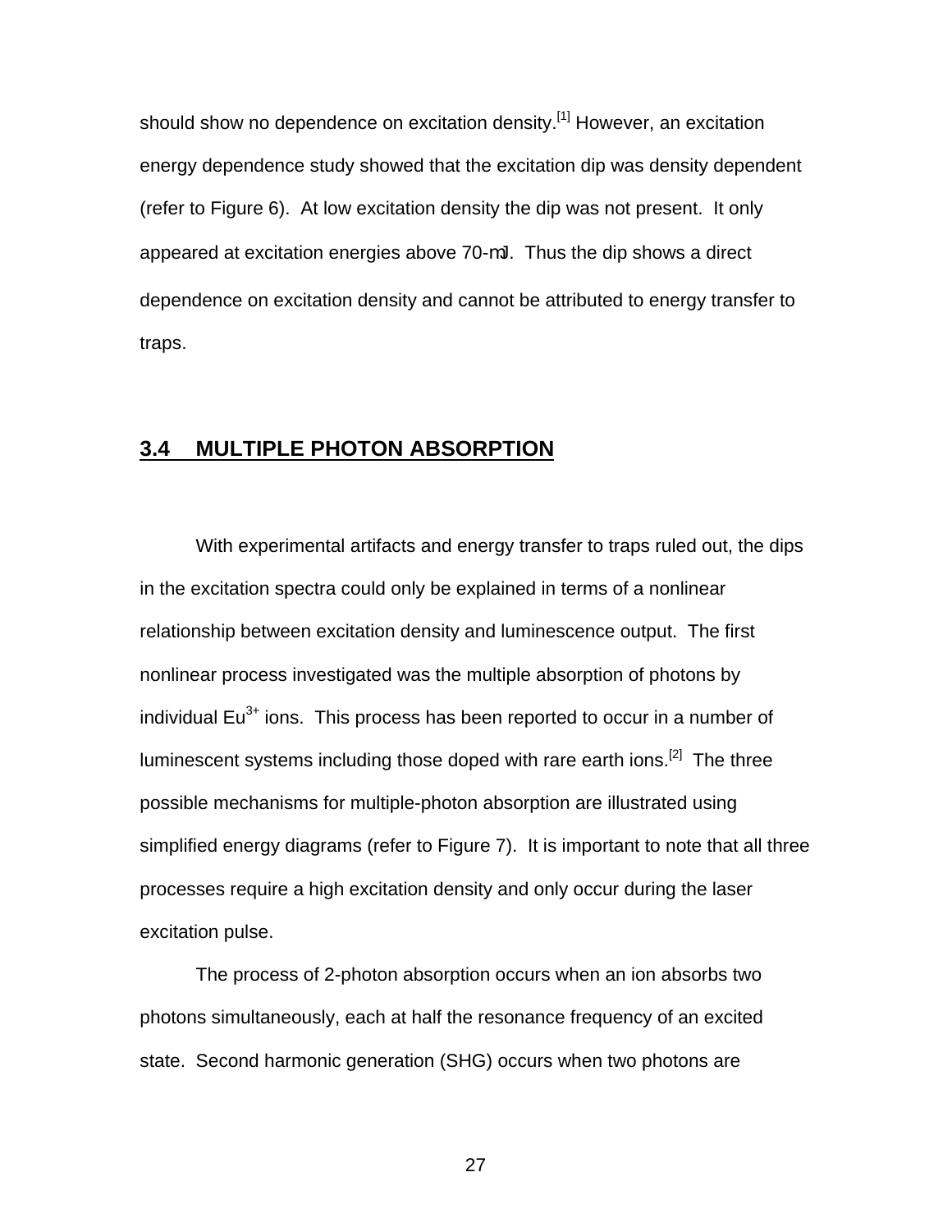should show no dependence on excitation density.[1] However, an excitation energy dependence study showed that the excitation dip was density dependent (refer to Figure 6). At low excitation density the dip was not present. It only appeared at excitation energies above 70-mJ. Thus the dip shows a direct dependence on excitation density and cannot be attributed to energy transfer to traps.

## 3.4 MULTIPLE PHOTON ABSORPTION

With experimental artifacts and energy transfer to traps ruled out, the dips in the excitation spectra could only be explained in terms of a nonlinear relationship between excitation density and luminescence output. The first nonlinear process investigated was the multiple absorption of photons by individual $Eu^{3+}$ ions. This process has been reported to occur in a number of luminescent systems including those doped with rare earth ions.[2] The three possible mechanisms for multiple-photon absorption are illustrated using simplified energy diagrams (refer to Figure 7). It is important to note that all three processes require a high excitation density and only occur during the laser excitation pulse.

The process of 2-photon absorption occurs when an ion absorbs two photons simultaneously, each at half the resonance frequency of an excited state. Second harmonic generation (SHG) occurs when two photons are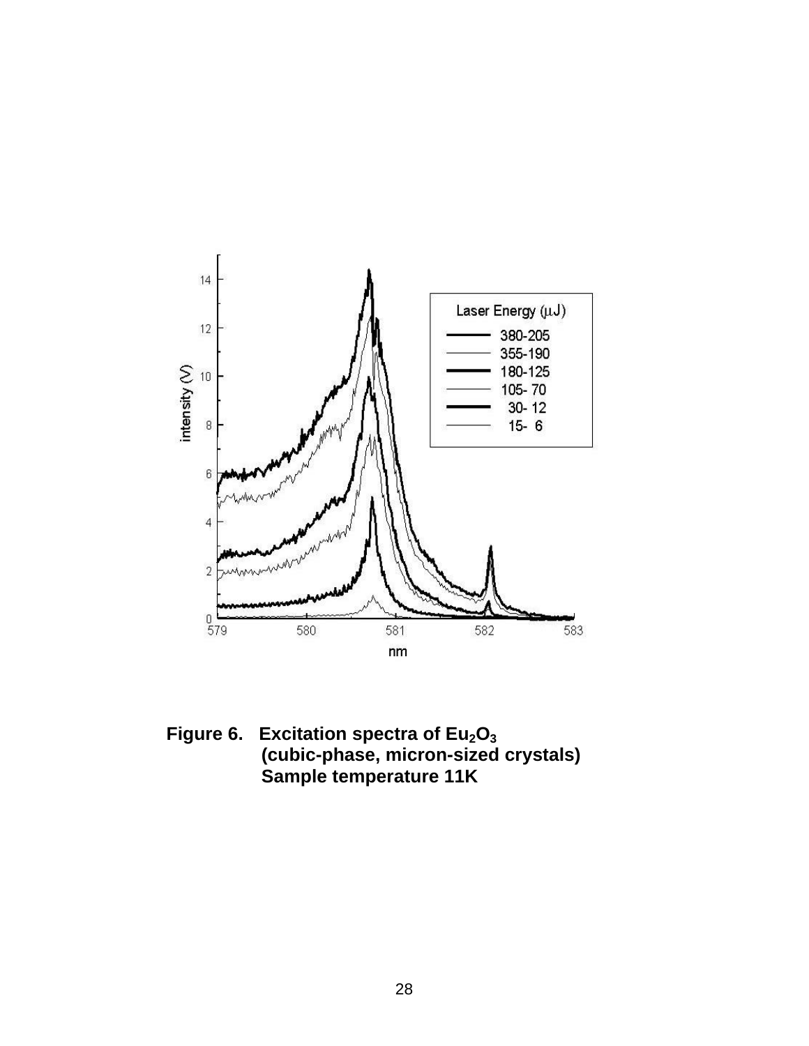**Figure 6. Excitation spectra of $Eu_2O_3$ (cubic-phase, micron-sized crystals) Sample temperature 11K**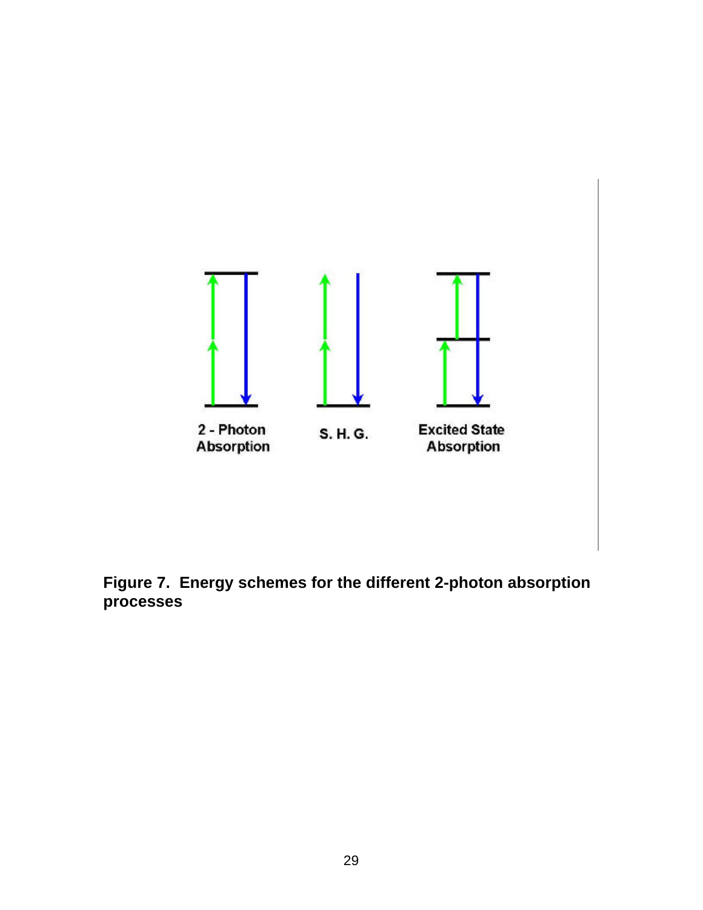2 - Photon Absorption

S. H. G.

Excited State Absorption

**Figure 7. Energy schemes for the different 2-photon absorption processes**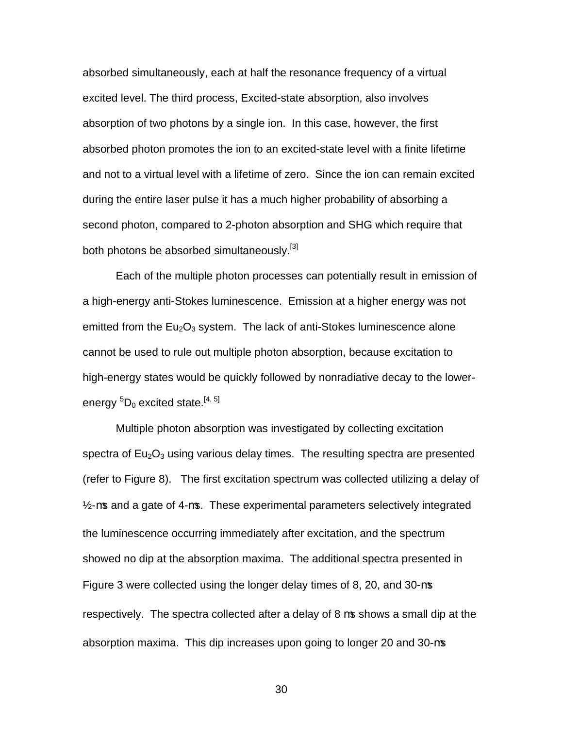absorbed simultaneously, each at half the resonance frequency of a virtual excited level. The third process, Excited-state absorption, also involves absorption of two photons by a single ion. In this case, however, the first absorbed photon promotes the ion to an excited-state level with a finite lifetime and not to a virtual level with a lifetime of zero. Since the ion can remain excited during the entire laser pulse it has a much higher probability of absorbing a second photon, compared to 2-photon absorption and SHG which require that both photons be absorbed simultaneously.[3]

Each of the multiple photon processes can potentially result in emission of a high-energy anti-Stokes luminescence. Emission at a higher energy was not emitted from the $Eu_2O_3$ system. The lack of anti-Stokes luminescence alone cannot be used to rule out multiple photon absorption, because excitation to high-energy states would be quickly followed by nonradiative decay to the lower-energy $^5D_0$ excited state.[4, 5]

Multiple photon absorption was investigated by collecting excitation spectra of $Eu_2O_3$ using various delay times. The resulting spectra are presented (refer to Figure 8). The first excitation spectrum was collected utilizing a delay of ½-ms and a gate of 4-ms. These experimental parameters selectively integrated the luminescence occurring immediately after excitation, and the spectrum showed no dip at the absorption maxima. The additional spectra presented in Figure 3 were collected using the longer delay times of 8, 20, and 30-ms respectively. The spectra collected after a delay of 8 ms shows a small dip at the absorption maxima. This dip increases upon going to longer 20 and 30-ms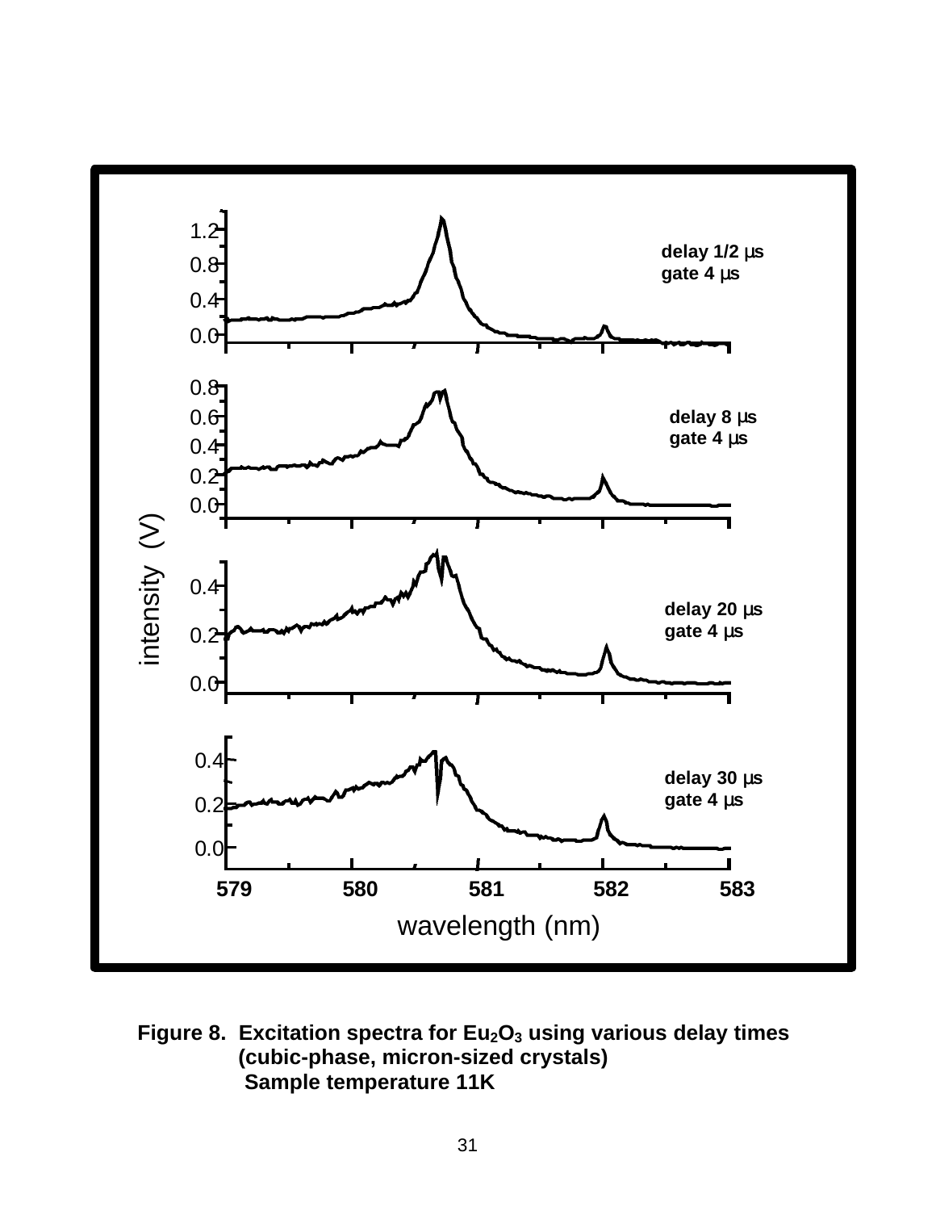Figure 8. Excitation spectra for $Eu_2O_3$ using various delay times (cubic-phase, micron-sized crystals) Sample temperature 11K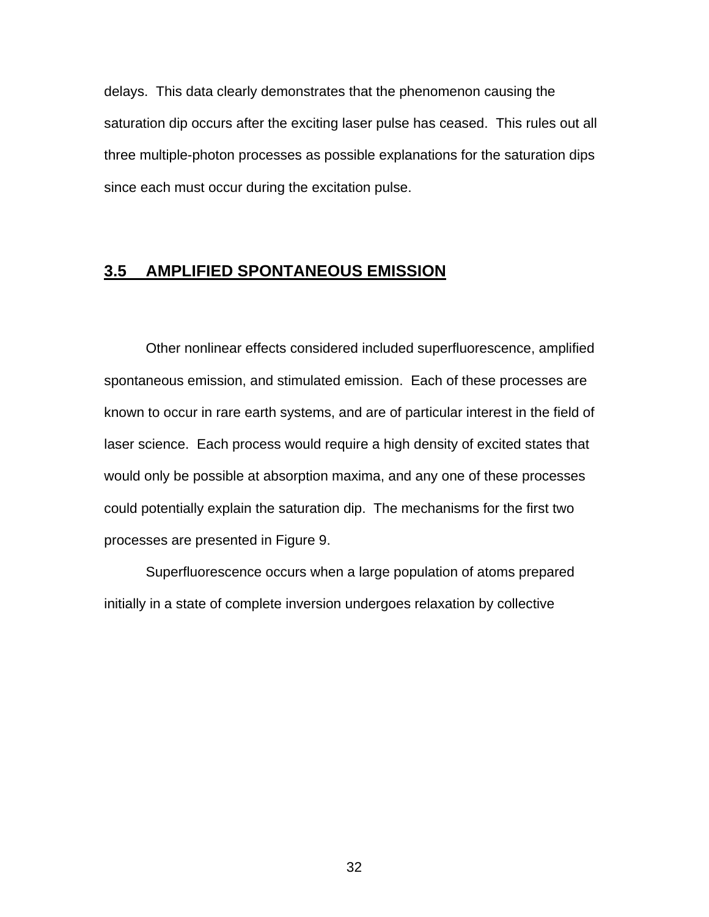delays. This data clearly demonstrates that the phenomenon causing the saturation dip occurs after the exciting laser pulse has ceased. This rules out all three multiple-photon processes as possible explanations for the saturation dips since each must occur during the excitation pulse.

## 3.5 AMPLIFIED SPONTANEOUS EMISSION

Other nonlinear effects considered included superfluorescence, amplified spontaneous emission, and stimulated emission. Each of these processes are known to occur in rare earth systems, and are of particular interest in the field of laser science. Each process would require a high density of excited states that would only be possible at absorption maxima, and any one of these processes could potentially explain the saturation dip. The mechanisms for the first two processes are presented in Figure 9.

Superfluorescence occurs when a large population of atoms prepared initially in a state of complete inversion undergoes relaxation by collective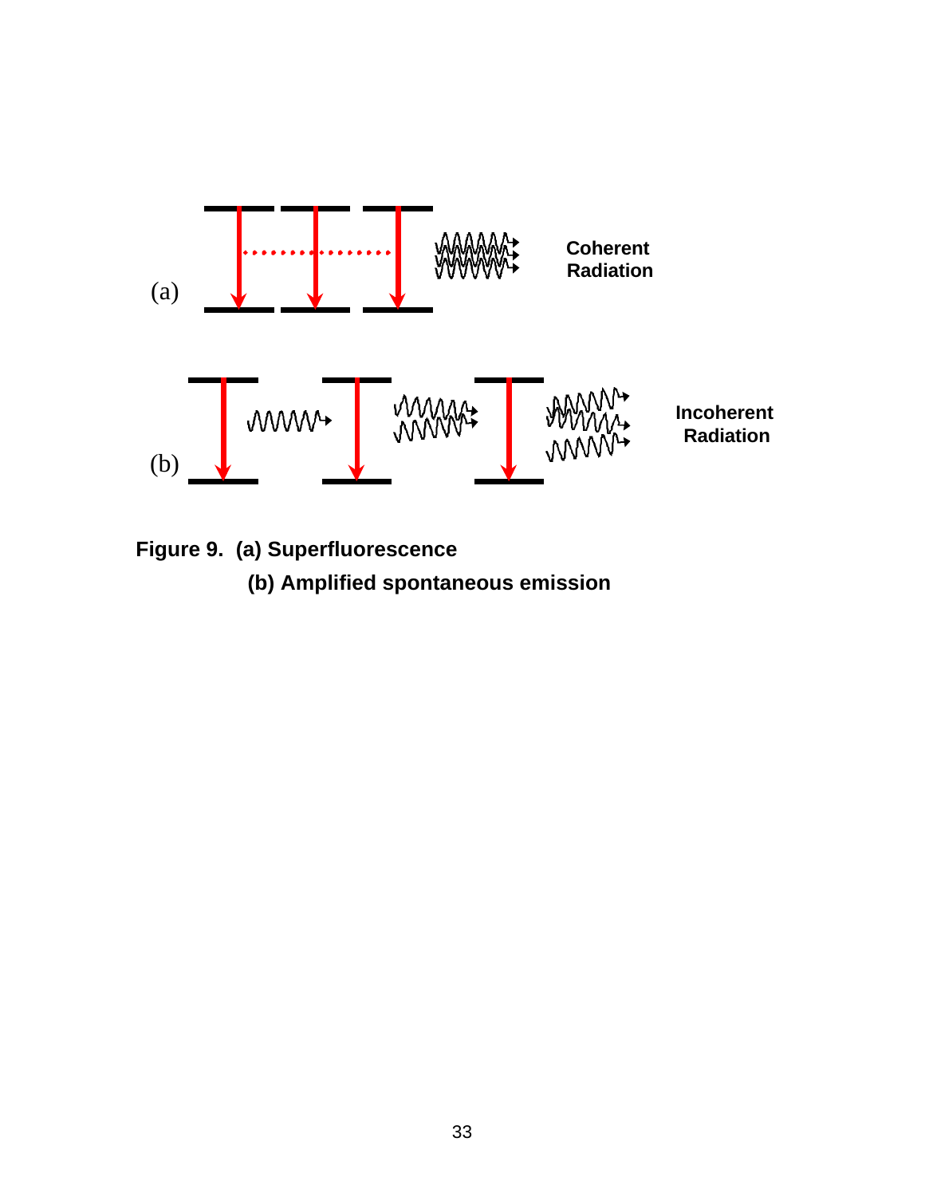Figure 9. (a) Superfluorescence
(b) Amplified spontaneous emission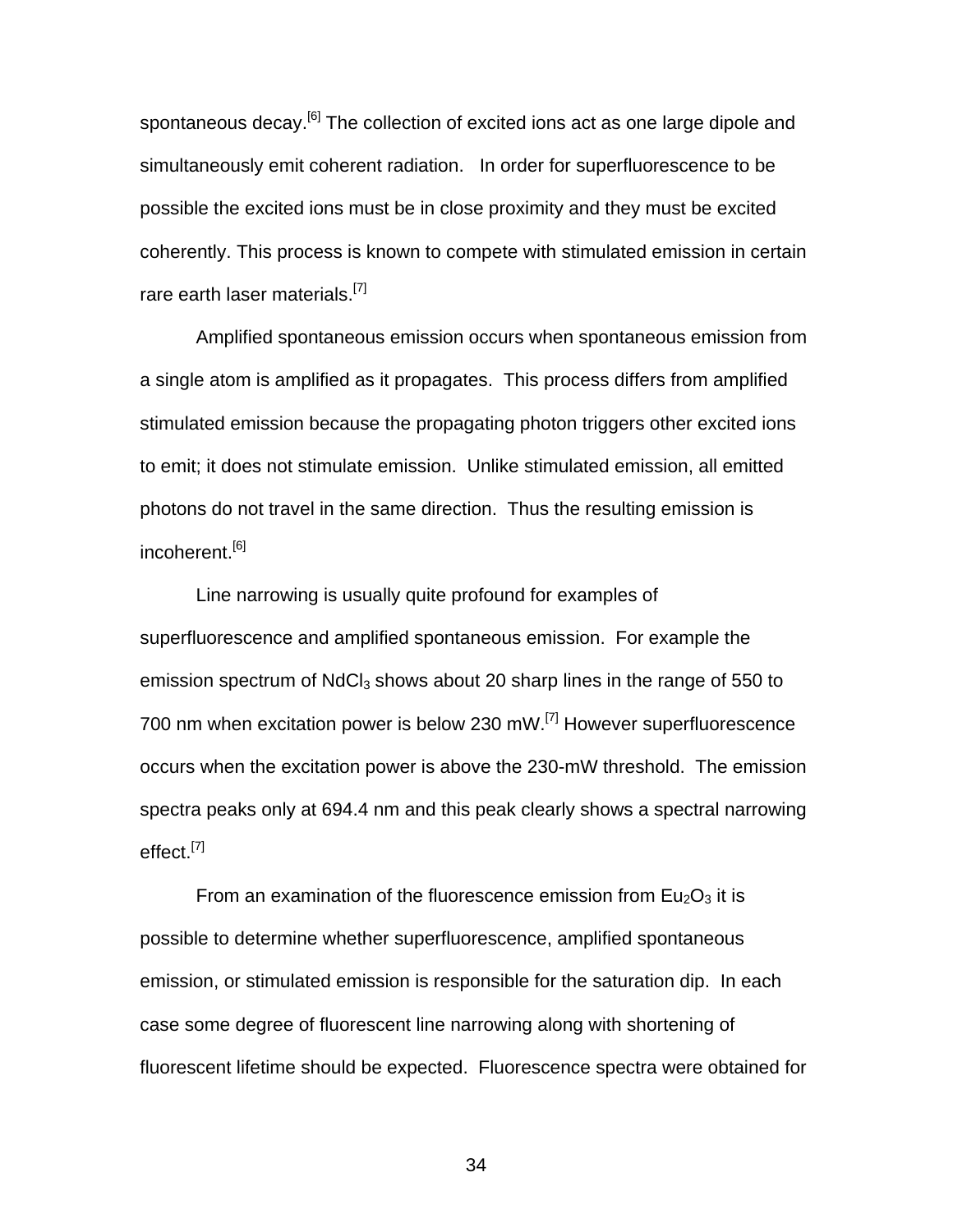spontaneous decay.[6] The collection of excited ions act as one large dipole and simultaneously emit coherent radiation. In order for superfluorescence to be possible the excited ions must be in close proximity and they must be excited coherently. This process is known to compete with stimulated emission in certain rare earth laser materials.[7]

Amplified spontaneous emission occurs when spontaneous emission from a single atom is amplified as it propagates. This process differs from amplified stimulated emission because the propagating photon triggers other excited ions to emit; it does not stimulate emission. Unlike stimulated emission, all emitted photons do not travel in the same direction. Thus the resulting emission is incoherent.[6]

Line narrowing is usually quite profound for examples of superfluorescence and amplified spontaneous emission. For example the emission spectrum of $NdCl_3$ shows about 20 sharp lines in the range of 550 to 700 nm when excitation power is below 230 mW.[7] However superfluorescence occurs when the excitation power is above the 230-mW threshold. The emission spectra peaks only at 694.4 nm and this peak clearly shows a spectral narrowing effect.[7]

From an examination of the fluorescence emission from $Eu_2O_3$ it is possible to determine whether superfluorescence, amplified spontaneous emission, or stimulated emission is responsible for the saturation dip. In each case some degree of fluorescent line narrowing along with shortening of fluorescent lifetime should be expected. Fluorescence spectra were obtained for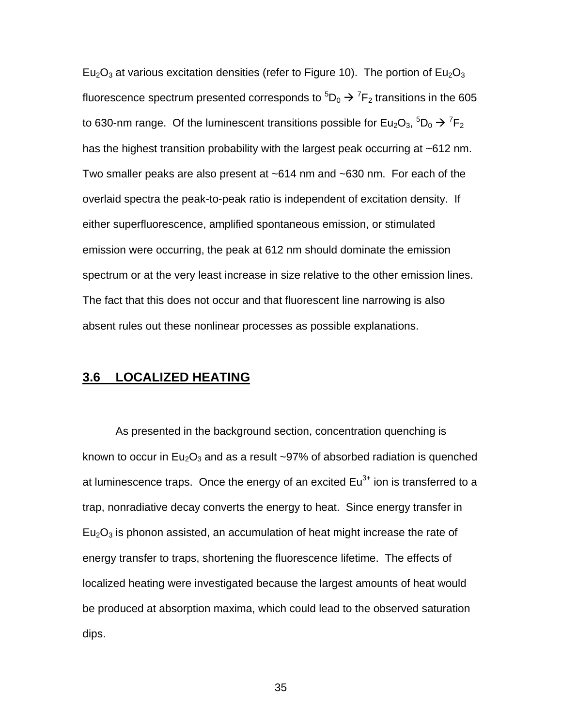$Eu_2O_3$ at various excitation densities (refer to Figure 10). The portion of $Eu_2O_3$ fluorescence spectrum presented corresponds to $^5D_0 \rightarrow {}^7F_2$ transitions in the 605 to 630-nm range. Of the luminescent transitions possible for $Eu_2O_3$, $^5D_0 \rightarrow {}^7F_2$ has the highest transition probability with the largest peak occurring at ~612 nm. Two smaller peaks are also present at ~614 nm and ~630 nm. For each of the overlaid spectra the peak-to-peak ratio is independent of excitation density. If either superfluorescence, amplified spontaneous emission, or stimulated emission were occurring, the peak at 612 nm should dominate the emission spectrum or at the very least increase in size relative to the other emission lines. The fact that this does not occur and that fluorescent line narrowing is also absent rules out these nonlinear processes as possible explanations.

## 3.6 LOCALIZED HEATING

As presented in the background section, concentration quenching is known to occur in $Eu_2O_3$ and as a result ~97% of absorbed radiation is quenched at luminescence traps. Once the energy of an excited $Eu^{3+}$ ion is transferred to a trap, nonradiative decay converts the energy to heat. Since energy transfer in $Eu_2O_3$ is phonon assisted, an accumulation of heat might increase the rate of energy transfer to traps, shortening the fluorescence lifetime. The effects of localized heating were investigated because the largest amounts of heat would be produced at absorption maxima, which could lead to the observed saturation dips.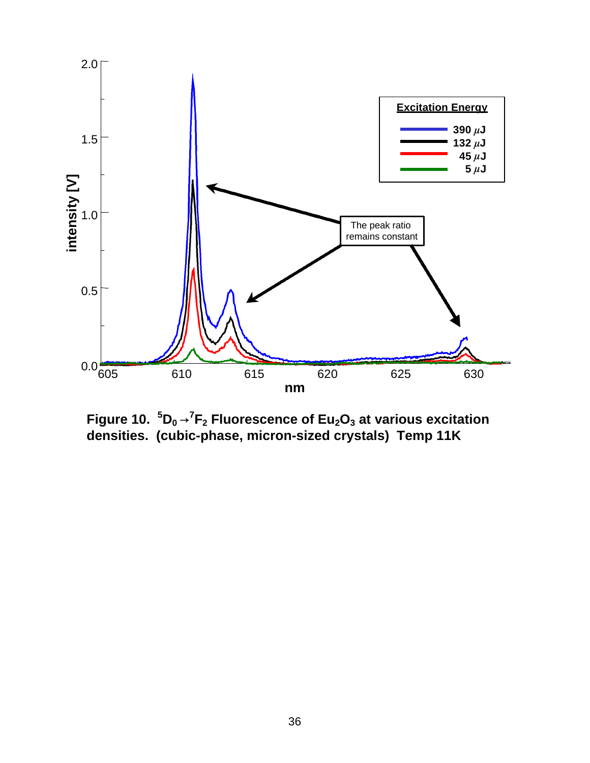**Figure 10.** $^5D_0 \rightarrow {}^7F_2$ **Fluorescence of** $Eu_2O_3$ **at various excitation densities. (cubic-phase, micron-sized crystals) Temp 11K**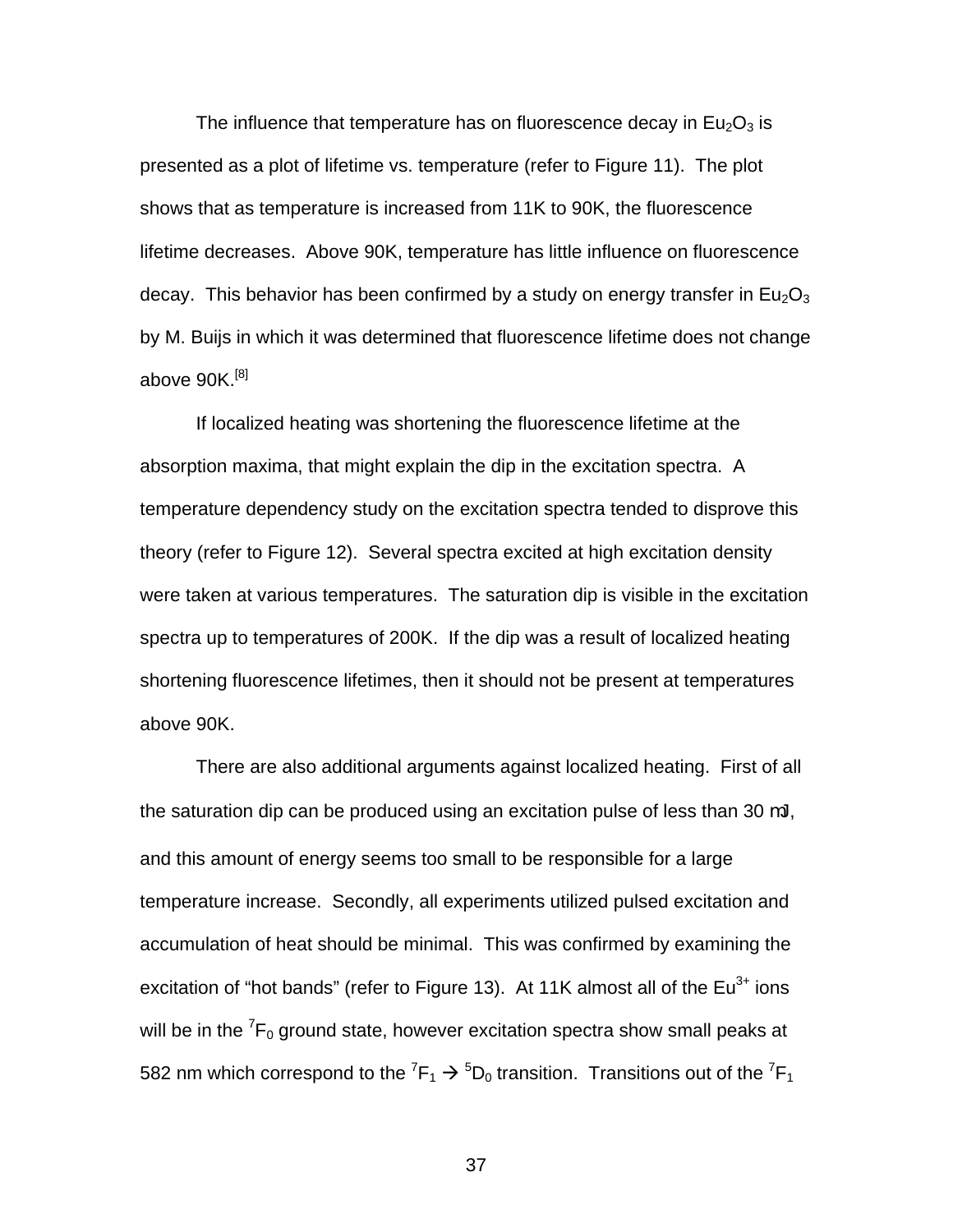The influence that temperature has on fluorescence decay in $Eu_2O_3$ is presented as a plot of lifetime vs. temperature (refer to Figure 11). The plot shows that as temperature is increased from 11K to 90K, the fluorescence lifetime decreases. Above 90K, temperature has little influence on fluorescence decay. This behavior has been confirmed by a study on energy transfer in $Eu_2O_3$ by M. Buijs in which it was determined that fluorescence lifetime does not change above 90K.[8]

If localized heating was shortening the fluorescence lifetime at the absorption maxima, that might explain the dip in the excitation spectra. A temperature dependency study on the excitation spectra tended to disprove this theory (refer to Figure 12). Several spectra excited at high excitation density were taken at various temperatures. The saturation dip is visible in the excitation spectra up to temperatures of 200K. If the dip was a result of localized heating shortening fluorescence lifetimes, then it should not be present at temperatures above 90K.

There are also additional arguments against localized heating. First of all the saturation dip can be produced using an excitation pulse of less than 30 mJ, and this amount of energy seems too small to be responsible for a large temperature increase. Secondly, all experiments utilized pulsed excitation and accumulation of heat should be minimal. This was confirmed by examining the excitation of "hot bands" (refer to Figure 13). At 11K almost all of the $Eu^{3+}$ ions will be in the $^7F_0$ ground state, however excitation spectra show small peaks at 582 nm which correspond to the $^7F_1 \rightarrow {}^5D_0$ transition. Transitions out of the $^7F_1$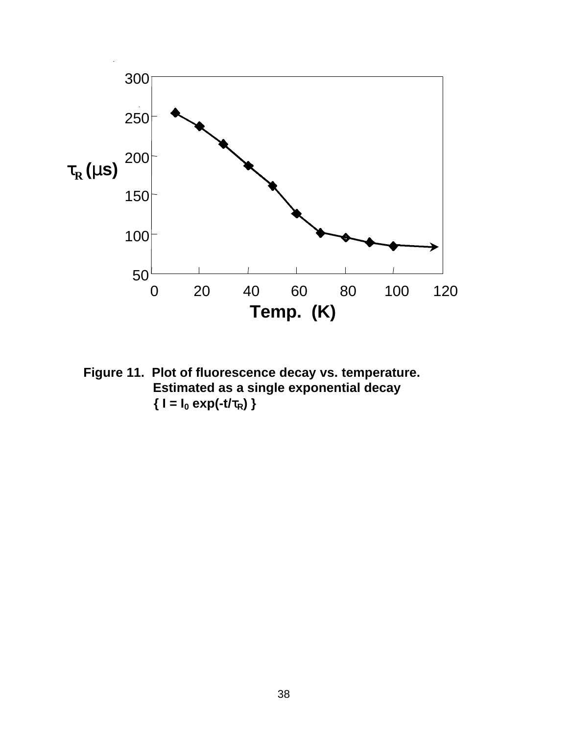Figure 11. Plot of fluorescence decay vs. temperature. Estimated as a single exponential decay { $I = I_0 \exp(-t/\tau_R)$ }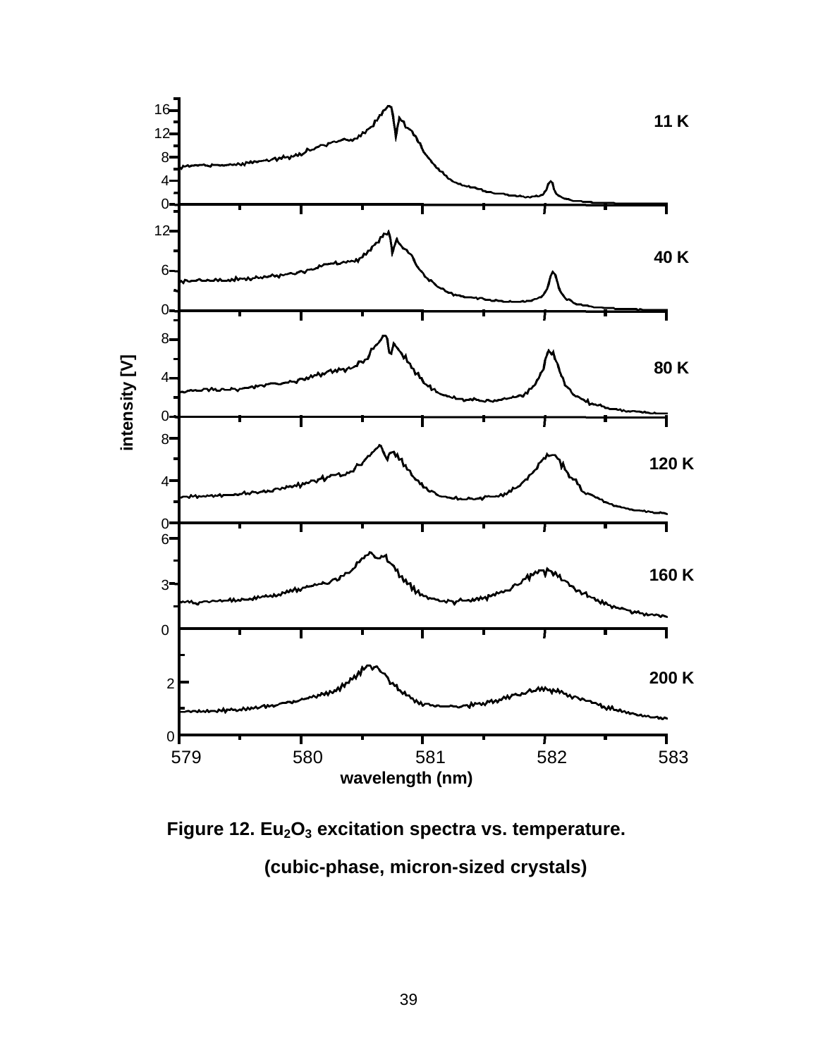**Figure 12.** $Eu_2O_3$ **excitation spectra vs. temperature.**

**(cubic-phase, micron-sized crystals)**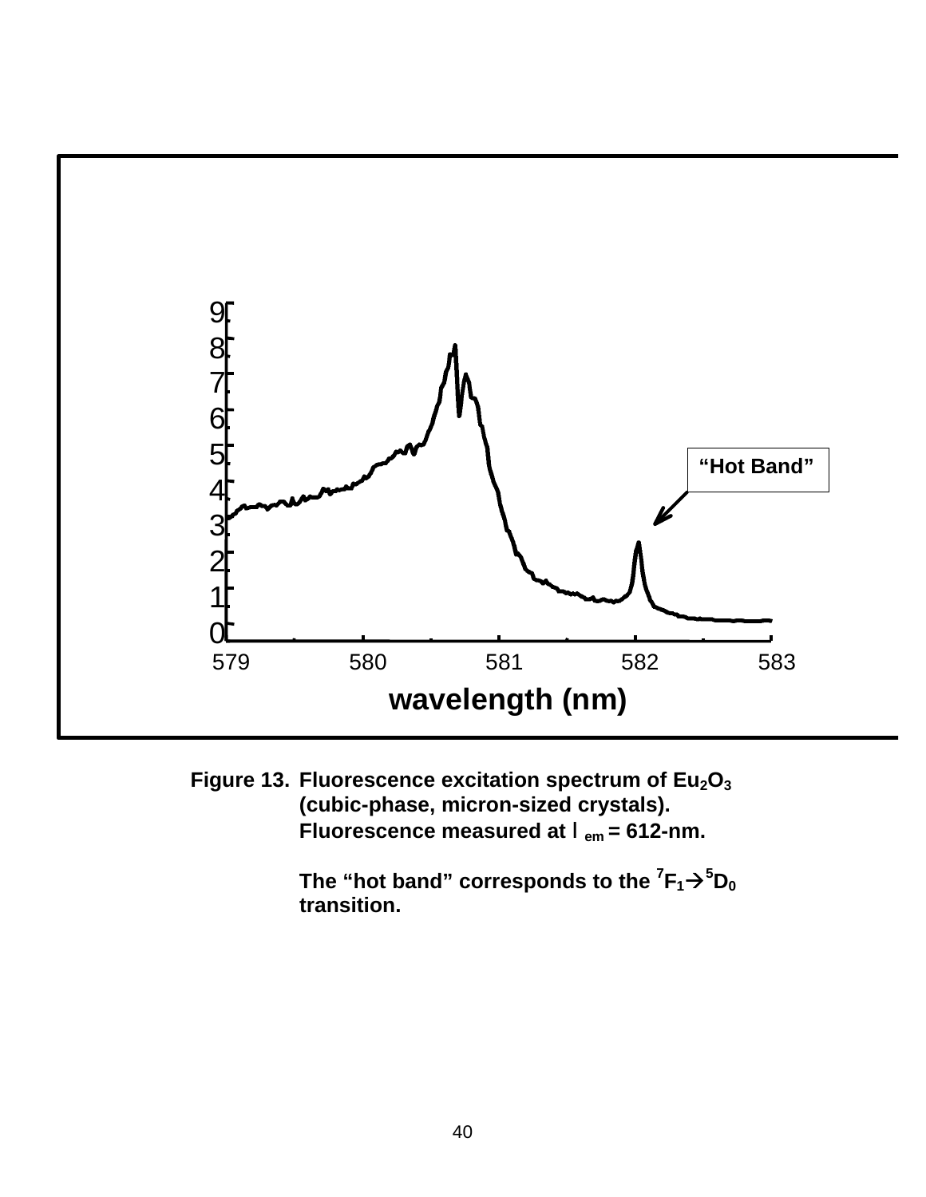Figure 13. Fluorescence excitation spectrum of $Eu_2O_3$ (cubic-phase, micron-sized crystals). Fluorescence measured at $\lambda_{em}$ = 612-nm.

The "hot band" corresponds to the $^7F_1 \rightarrow ^5D_0$ transition.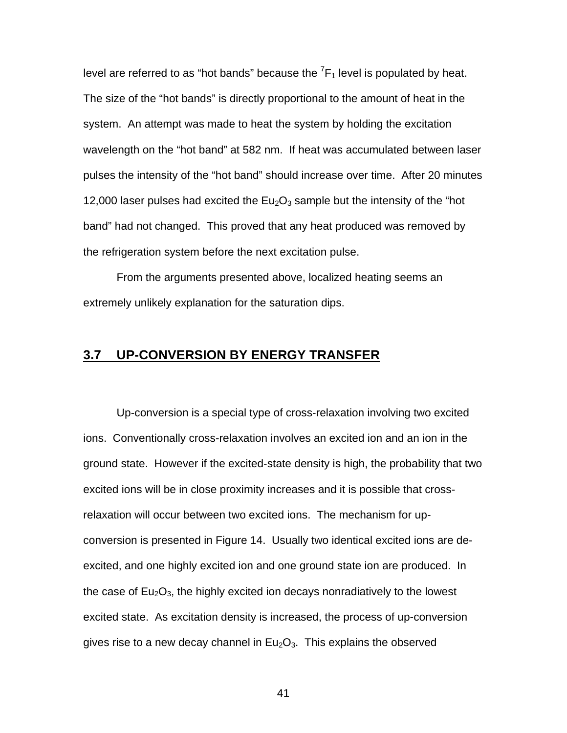level are referred to as "hot bands" because the $^7F_1$ level is populated by heat. The size of the "hot bands" is directly proportional to the amount of heat in the system. An attempt was made to heat the system by holding the excitation wavelength on the "hot band" at 582 nm. If heat was accumulated between laser pulses the intensity of the "hot band" should increase over time. After 20 minutes 12,000 laser pulses had excited the $Eu_2O_3$ sample but the intensity of the "hot band" had not changed. This proved that any heat produced was removed by the refrigeration system before the next excitation pulse.

From the arguments presented above, localized heating seems an extremely unlikely explanation for the saturation dips.

## 3.7 UP-CONVERSION BY ENERGY TRANSFER

Up-conversion is a special type of cross-relaxation involving two excited ions. Conventionally cross-relaxation involves an excited ion and an ion in the ground state. However if the excited-state density is high, the probability that two excited ions will be in close proximity increases and it is possible that cross-relaxation will occur between two excited ions. The mechanism for up-conversion is presented in Figure 14. Usually two identical excited ions are de-excited, and one highly excited ion and one ground state ion are produced. In the case of $Eu_2O_3$, the highly excited ion decays nonradiatively to the lowest excited state. As excitation density is increased, the process of up-conversion gives rise to a new decay channel in $Eu_2O_3$. This explains the observed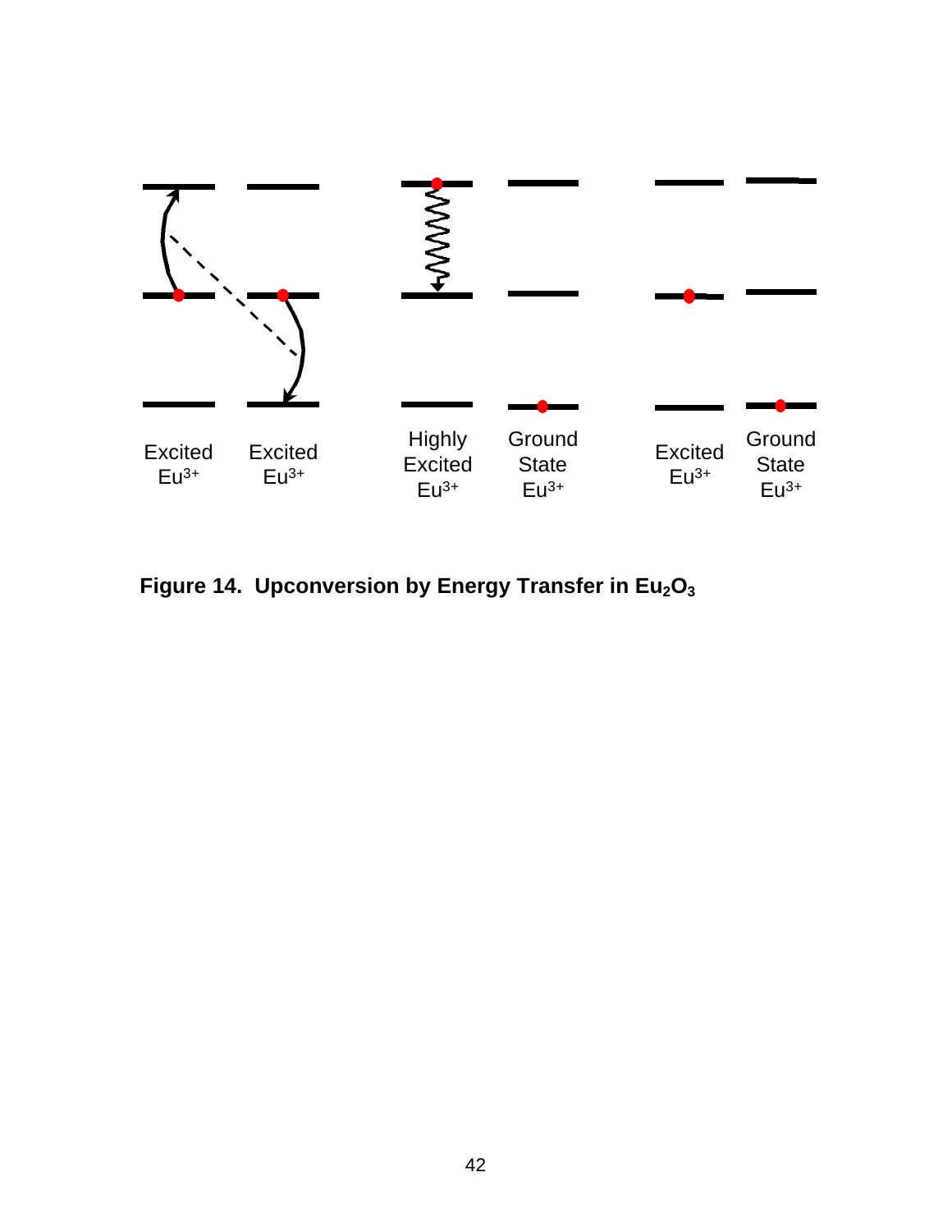Excited $Eu^{3+}$ Excited $Eu^{3+}$ Highly Excited $Eu^{3+}$ Ground State $Eu^{3+}$ Excited $Eu^{3+}$ Ground State $Eu^{3+}$

**Figure 14. Upconversion by Energy Transfer in $Eu_2O_3$**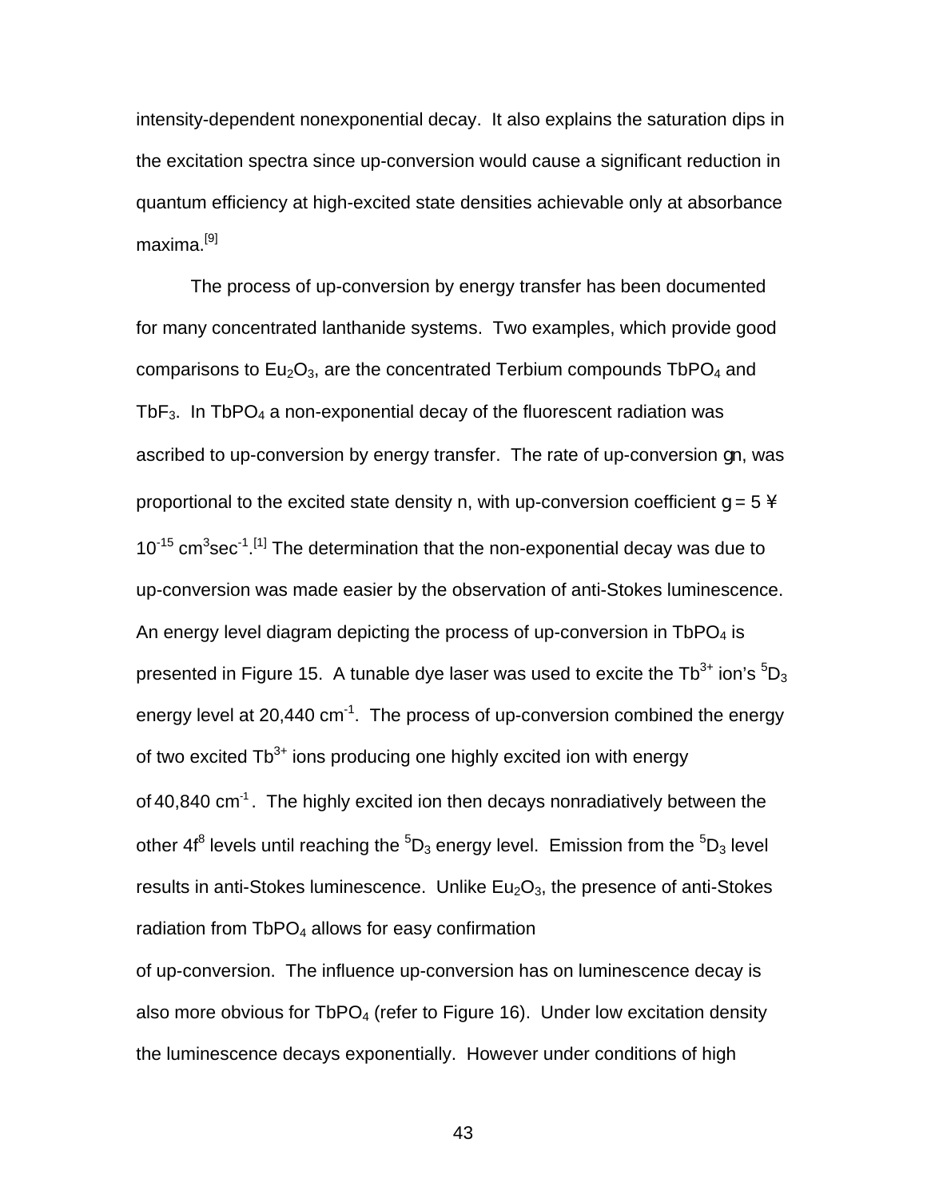intensity-dependent nonexponential decay. It also explains the saturation dips in the excitation spectra since up-conversion would cause a significant reduction in quantum efficiency at high-excited state densities achievable only at absorbance maxima.[9]

The process of up-conversion by energy transfer has been documented for many concentrated lanthanide systems. Two examples, which provide good comparisons to $Eu_2O_3$, are the concentrated Terbium compounds $TbPO_4$ and $TbF_3$. In $TbPO_4$ a non-exponential decay of the fluorescent radiation was ascribed to up-conversion by energy transfer. The rate of up-conversion $\gamma n$, was proportional to the excited state density n, with up-conversion coefficient $\gamma = 5 \times 10^{-15}$ cm$^3$sec$^{-1}$.[1] The determination that the non-exponential decay was due to up-conversion was made easier by the observation of anti-Stokes luminescence. An energy level diagram depicting the process of up-conversion in $TbPO_4$ is presented in Figure 15. A tunable dye laser was used to excite the $Tb^{3+}$ ion's $^5D_3$ energy level at 20,440 cm$^{-1}$. The process of up-conversion combined the energy of two excited $Tb^{3+}$ ions producing one highly excited ion with energy of 40,840 cm$^{-1}$. The highly excited ion then decays nonradiatively between the other $4f^8$ levels until reaching the $^5D_3$ energy level. Emission from the $^5D_3$ level results in anti-Stokes luminescence. Unlike $Eu_2O_3$, the presence of anti-Stokes radiation from $TbPO_4$ allows for easy confirmation of up-conversion. The influence up-conversion has on luminescence decay is also more obvious for $TbPO_4$ (refer to Figure 16). Under low excitation density the luminescence decays exponentially. However under conditions of high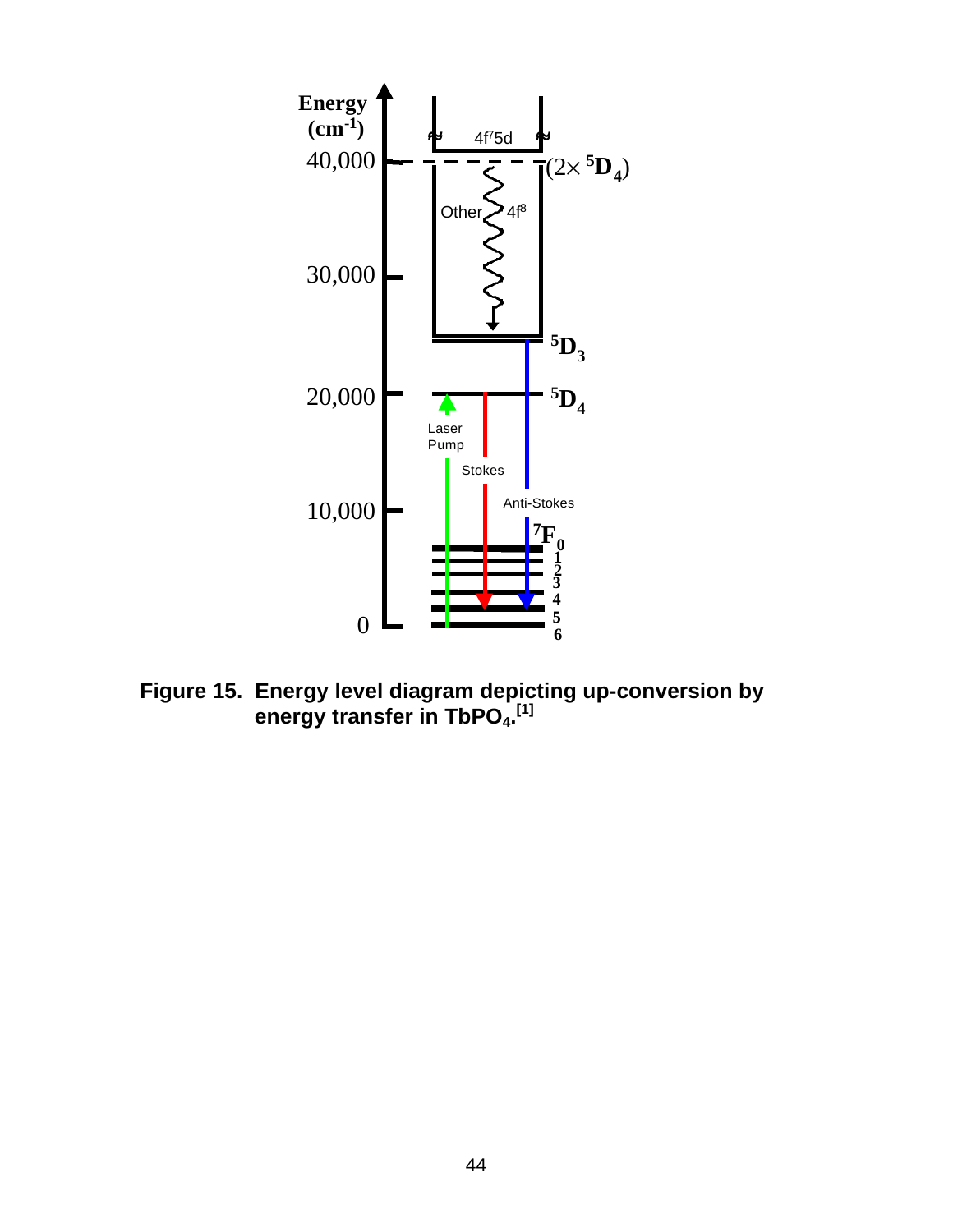**Figure 15. Energy level diagram depicting up-conversion by energy transfer in $TbPO_4$.[1]**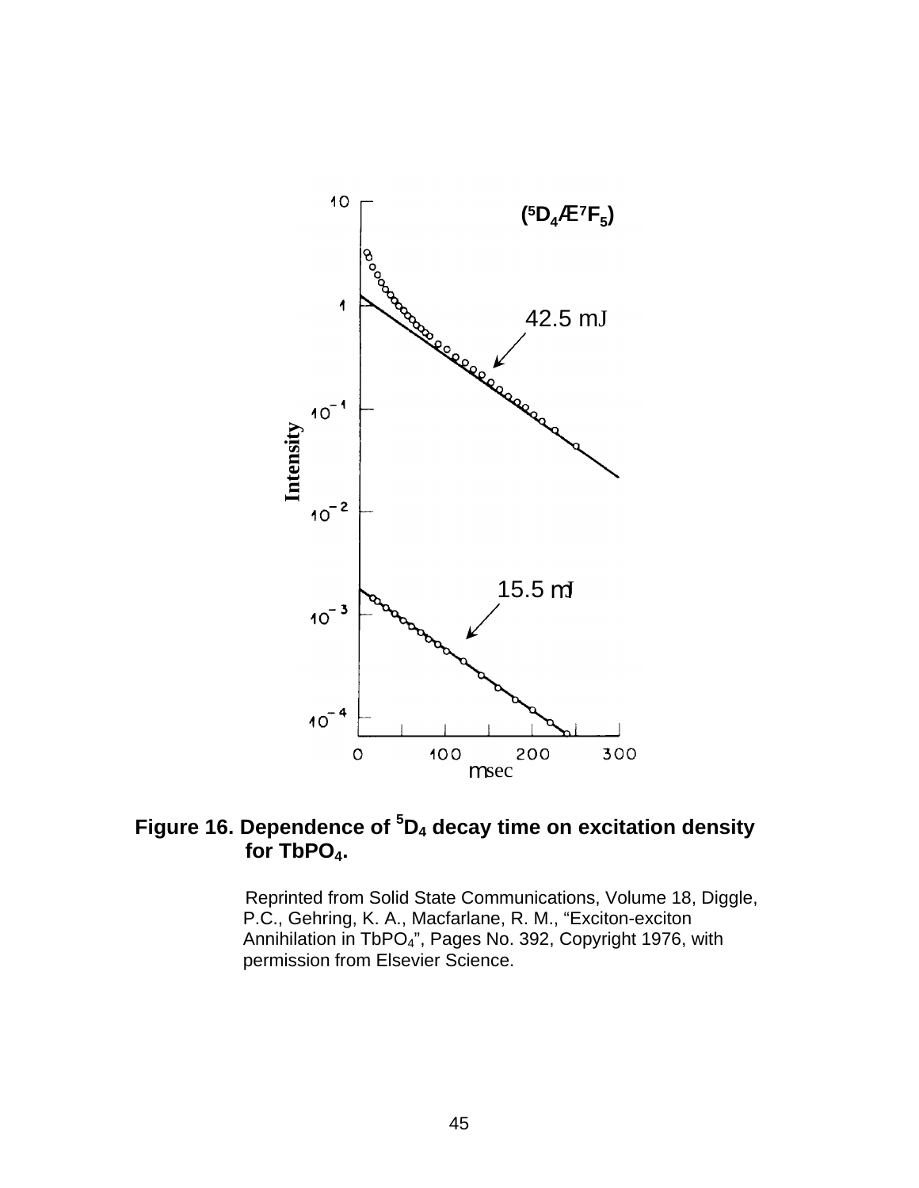Figure 16. Dependence of $^5D_4$ decay time on excitation density for $TbPO_4$.

Reprinted from Solid State Communications, Volume 18, Diggle, P.C., Gehring, K. A., Macfarlane, R. M., "Exciton-exciton Annihilation in $TbPO_4$", Pages No. 392, Copyright 1976, with permission from Elsevier Science.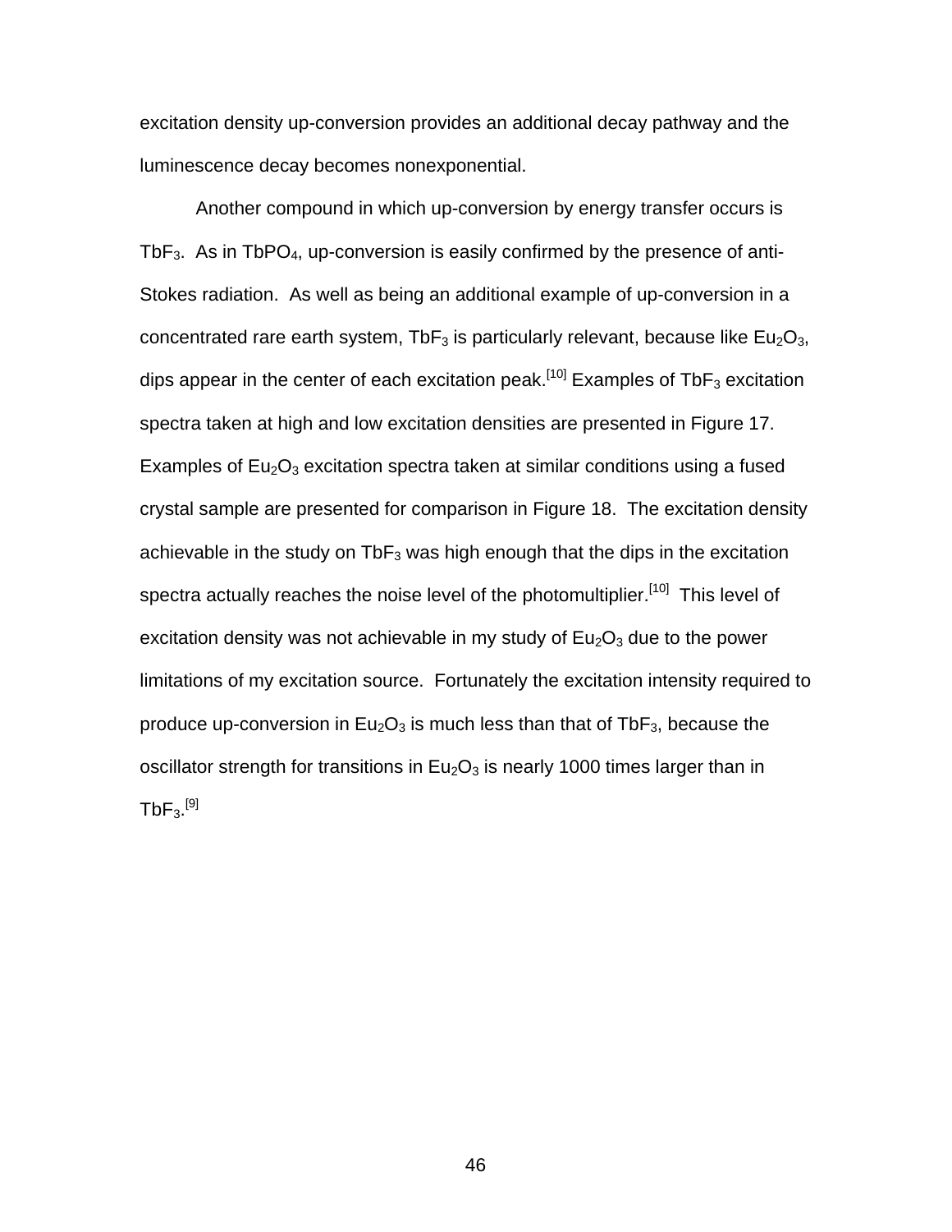excitation density up-conversion provides an additional decay pathway and the luminescence decay becomes nonexponential.

Another compound in which up-conversion by energy transfer occurs is $TbF_3$. As in $TbPO_4$, up-conversion is easily confirmed by the presence of anti-Stokes radiation. As well as being an additional example of up-conversion in a concentrated rare earth system, $TbF_3$ is particularly relevant, because like $Eu_2O_3$, dips appear in the center of each excitation peak.[10] Examples of $TbF_3$ excitation spectra taken at high and low excitation densities are presented in Figure 17. Examples of $Eu_2O_3$ excitation spectra taken at similar conditions using a fused crystal sample are presented for comparison in Figure 18. The excitation density achievable in the study on $TbF_3$ was high enough that the dips in the excitation spectra actually reaches the noise level of the photomultiplier.[10] This level of excitation density was not achievable in my study of $Eu_2O_3$ due to the power limitations of my excitation source. Fortunately the excitation intensity required to produce up-conversion in $Eu_2O_3$ is much less than that of $TbF_3$, because the oscillator strength for transitions in $Eu_2O_3$ is nearly 1000 times larger than in $TbF_3$.[9]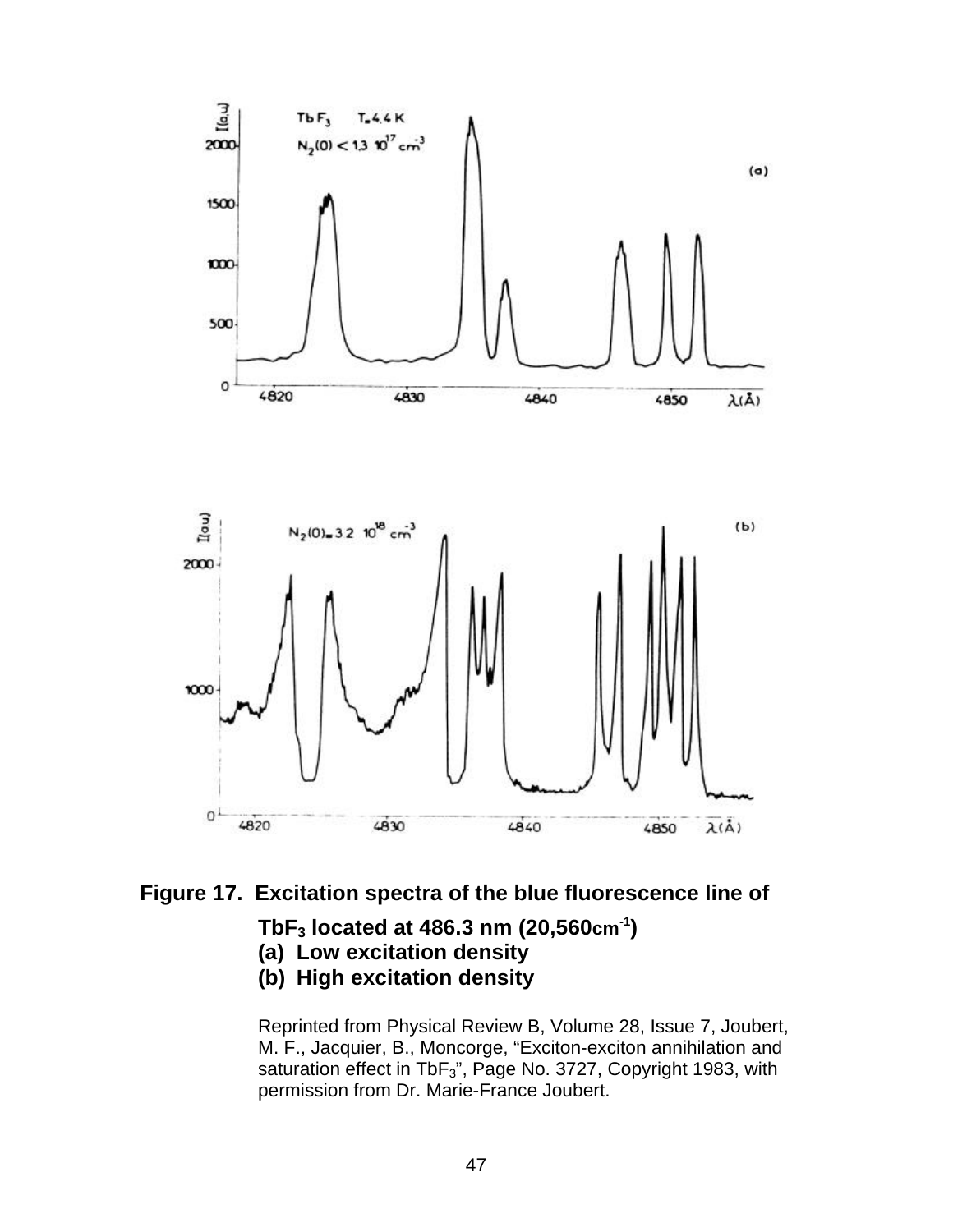**Figure 17. Excitation spectra of the blue fluorescence line of $TbF_3$ located at 486.3 nm (20,560cm$^{-1}$)**

**(a) Low excitation density**

**(b) High excitation density**

Reprinted from Physical Review B, Volume 28, Issue 7, Joubert, M. F., Jacquier, B., Moncorge, "Exciton-exciton annihilation and saturation effect in $TbF_3$", Page No. 3727, Copyright 1983, with permission from Dr. Marie-France Joubert.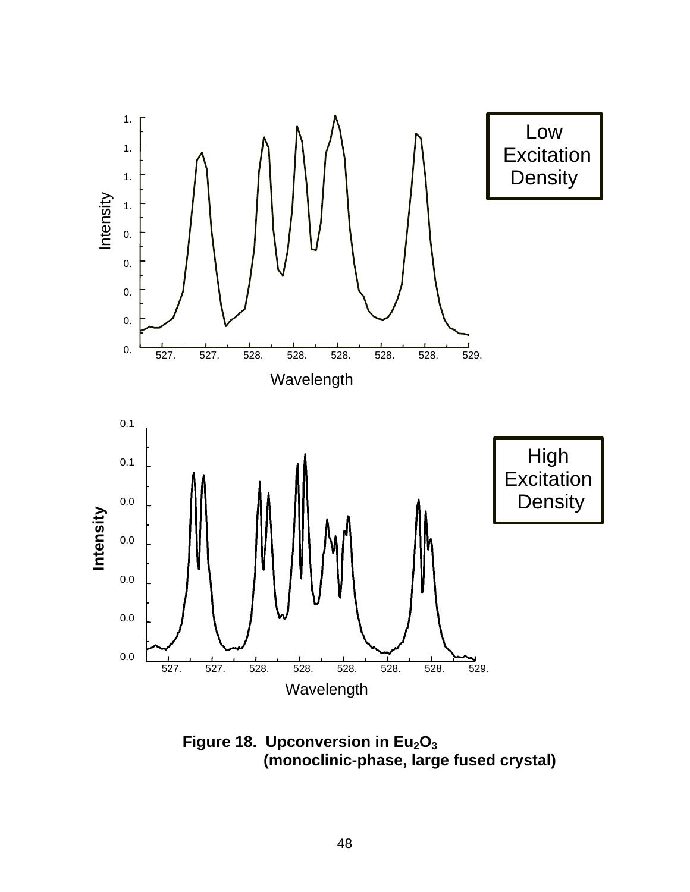Figure 18. Upconversion in $Eu_2O_3$ (monoclinic-phase, large fused crystal)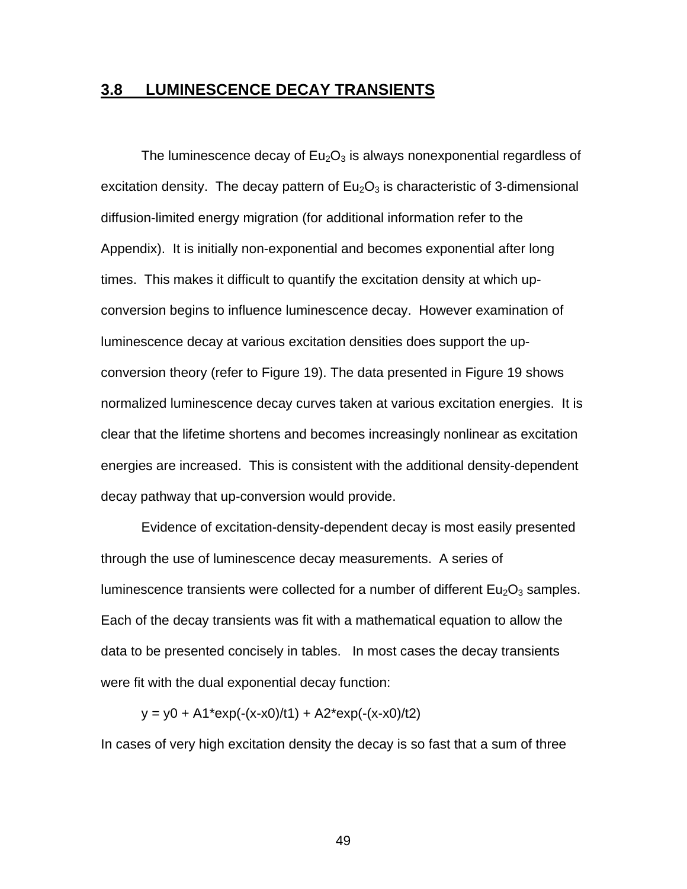## 3.8 LUMINESCENCE DECAY TRANSIENTS

The luminescence decay of $Eu_2O_3$ is always nonexponential regardless of excitation density. The decay pattern of $Eu_2O_3$ is characteristic of 3-dimensional diffusion-limited energy migration (for additional information refer to the Appendix). It is initially non-exponential and becomes exponential after long times. This makes it difficult to quantify the excitation density at which up-conversion begins to influence luminescence decay. However examination of luminescence decay at various excitation densities does support the up-conversion theory (refer to Figure 19). The data presented in Figure 19 shows normalized luminescence decay curves taken at various excitation energies. It is clear that the lifetime shortens and becomes increasingly nonlinear as excitation energies are increased. This is consistent with the additional density-dependent decay pathway that up-conversion would provide.

Evidence of excitation-density-dependent decay is most easily presented through the use of luminescence decay measurements. A series of luminescence transients were collected for a number of different $Eu_2O_3$ samples. Each of the decay transients was fit with a mathematical equation to allow the data to be presented concisely in tables. In most cases the decay transients were fit with the dual exponential decay function:

$$y = y0 + A1*\exp(-(x-x0)/t1) + A2*\exp(-(x-x0)/t2)$$

In cases of very high excitation density the decay is so fast that a sum of three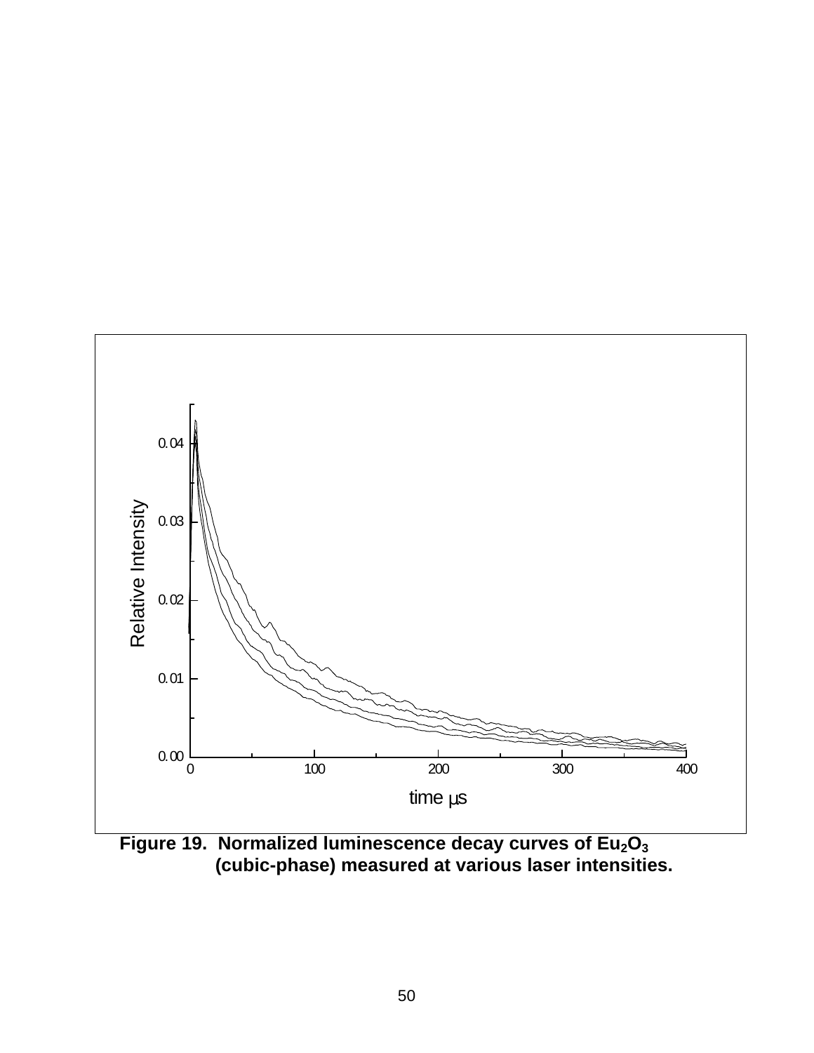**Figure 19. Normalized luminescence decay curves of $Eu_2O_3$ (cubic-phase) measured at various laser intensities.**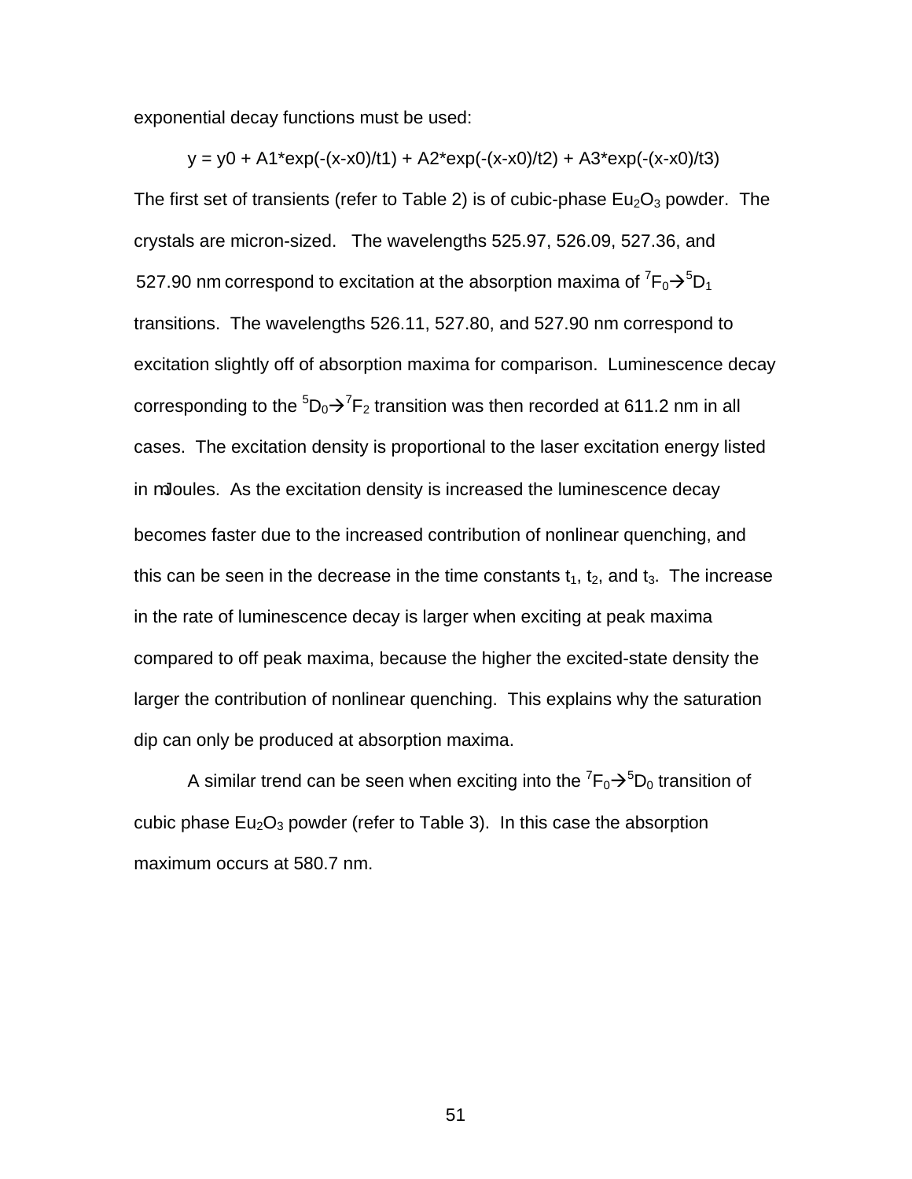exponential decay functions must be used:

$$y = y0 + A1*\exp(-(x-x0)/t1) + A2*\exp(-(x-x0)/t2) + A3*\exp(-(x-x0)/t3)$$

The first set of transients (refer to Table 2) is of cubic-phase $Eu_2O_3$ powder. The crystals are micron-sized. The wavelengths 525.97, 526.09, 527.36, and 527.90 nm correspond to excitation at the absorption maxima of $^7F_0 \rightarrow ^5D_1$ transitions. The wavelengths 526.11, 527.80, and 527.90 nm correspond to excitation slightly off of absorption maxima for comparison. Luminescence decay corresponding to the $^5D_0 \rightarrow ^7F_2$ transition was then recorded at 611.2 nm in all cases. The excitation density is proportional to the laser excitation energy listed in mJoules. As the excitation density is increased the luminescence decay becomes faster due to the increased contribution of nonlinear quenching, and this can be seen in the decrease in the time constants $t_1$, $t_2$, and $t_3$. The increase in the rate of luminescence decay is larger when exciting at peak maxima compared to off peak maxima, because the higher the excited-state density the larger the contribution of nonlinear quenching. This explains why the saturation dip can only be produced at absorption maxima.

A similar trend can be seen when exciting into the $^7F_0 \rightarrow ^5D_0$ transition of cubic phase $Eu_2O_3$ powder (refer to Table 3). In this case the absorption maximum occurs at 580.7 nm.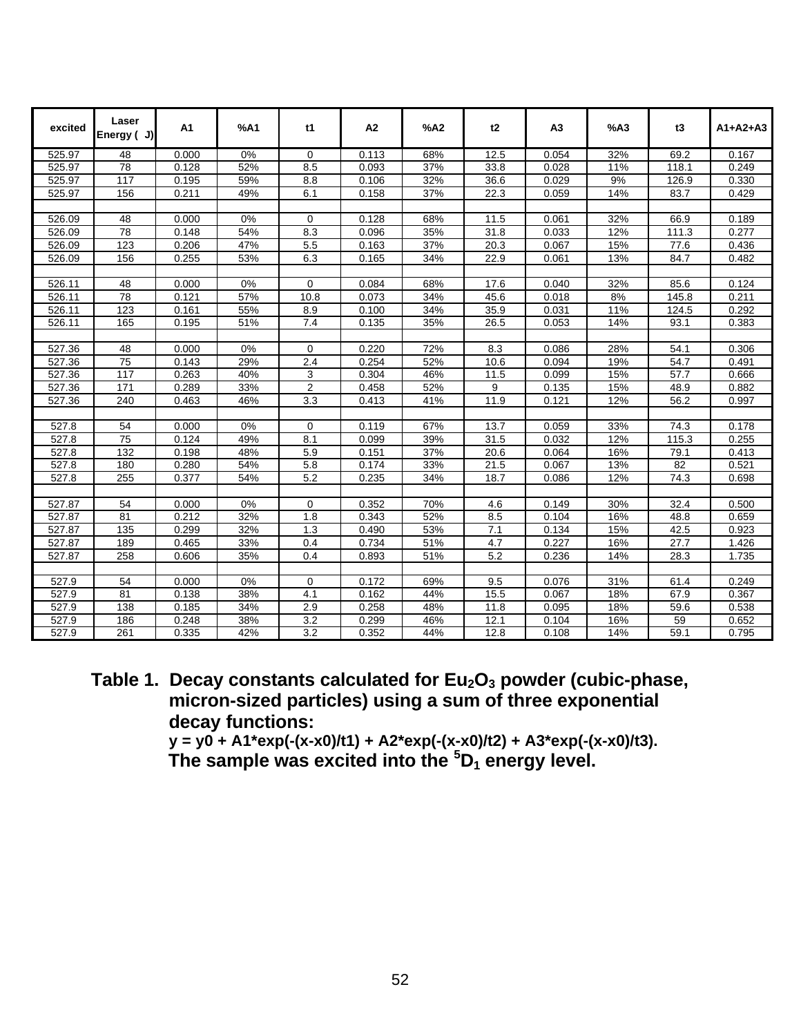| excited | Laser Energy ( J) | A1 | %A1 | t1 | A2 | %A2 | t2 | A3 | %A3 | t3 | A1+A2+A3 |
|---|---|---|---|---|---|---|---|---|---|---|---|
| 525.97 | 48 | 0.000 | 0% | 0 | 0.113 | 68% | 12.5 | 0.054 | 32% | 69.2 | 0.167 |
| 525.97 | 78 | 0.128 | 52% | 8.5 | 0.093 | 37% | 33.8 | 0.028 | 11% | 118.1 | 0.249 |
| 525.97 | 117 | 0.195 | 59% | 8.8 | 0.106 | 32% | 36.6 | 0.029 | 9% | 126.9 | 0.330 |
| 525.97 | 156 | 0.211 | 49% | 6.1 | 0.158 | 37% | 22.3 | 0.059 | 14% | 83.7 | 0.429 |
| | | | | | | | | | | | |
| 526.09 | 48 | 0.000 | 0% | 0 | 0.128 | 68% | 11.5 | 0.061 | 32% | 66.9 | 0.189 |
| 526.09 | 78 | 0.148 | 54% | 8.3 | 0.096 | 35% | 31.8 | 0.033 | 12% | 111.3 | 0.277 |
| 526.09 | 123 | 0.206 | 47% | 5.5 | 0.163 | 37% | 20.3 | 0.067 | 15% | 77.6 | 0.436 |
| 526.09 | 156 | 0.255 | 53% | 6.3 | 0.165 | 34% | 22.9 | 0.061 | 13% | 84.7 | 0.482 |
| | | | | | | | | | | | |
| 526.11 | 48 | 0.000 | 0% | 0 | 0.084 | 68% | 17.6 | 0.040 | 32% | 85.6 | 0.124 |
| 526.11 | 78 | 0.121 | 57% | 10.8 | 0.073 | 34% | 45.6 | 0.018 | 8% | 145.8 | 0.211 |
| 526.11 | 123 | 0.161 | 55% | 8.9 | 0.100 | 34% | 35.9 | 0.031 | 11% | 124.5 | 0.292 |
| 526.11 | 165 | 0.195 | 51% | 7.4 | 0.135 | 35% | 26.5 | 0.053 | 14% | 93.1 | 0.383 |
| | | | | | | | | | | | |
| 527.36 | 48 | 0.000 | 0% | 0 | 0.220 | 72% | 8.3 | 0.086 | 28% | 54.1 | 0.306 |
| 527.36 | 75 | 0.143 | 29% | 2.4 | 0.254 | 52% | 10.6 | 0.094 | 19% | 54.7 | 0.491 |
| 527.36 | 117 | 0.263 | 40% | 3 | 0.304 | 46% | 11.5 | 0.099 | 15% | 57.7 | 0.666 |
| 527.36 | 171 | 0.289 | 33% | 2 | 0.458 | 52% | 9 | 0.135 | 15% | 48.9 | 0.882 |
| 527.36 | 240 | 0.463 | 46% | 3.3 | 0.413 | 41% | 11.9 | 0.121 | 12% | 56.2 | 0.997 |
| | | | | | | | | | | | |
| 527.8 | 54 | 0.000 | 0% | 0 | 0.119 | 67% | 13.7 | 0.059 | 33% | 74.3 | 0.178 |
| 527.8 | 75 | 0.124 | 49% | 8.1 | 0.099 | 39% | 31.5 | 0.032 | 12% | 115.3 | 0.255 |
| 527.8 | 132 | 0.198 | 48% | 5.9 | 0.151 | 37% | 20.6 | 0.064 | 16% | 79.1 | 0.413 |
| 527.8 | 180 | 0.280 | 54% | 5.8 | 0.174 | 33% | 21.5 | 0.067 | 13% | 82 | 0.521 |
| 527.8 | 255 | 0.377 | 54% | 5.2 | 0.235 | 34% | 18.7 | 0.086 | 12% | 74.3 | 0.698 |
| | | | | | | | | | | | |
| 527.87 | 54 | 0.000 | 0% | 0 | 0.352 | 70% | 4.6 | 0.149 | 30% | 32.4 | 0.500 |
| 527.87 | 81 | 0.212 | 32% | 1.8 | 0.343 | 52% | 8.5 | 0.104 | 16% | 48.8 | 0.659 |
| 527.87 | 135 | 0.299 | 32% | 1.3 | 0.490 | 53% | 7.1 | 0.134 | 15% | 42.5 | 0.923 |
| 527.87 | 189 | 0.465 | 33% | 0.4 | 0.734 | 51% | 4.7 | 0.227 | 16% | 27.7 | 1.426 |
| 527.87 | 258 | 0.606 | 35% | 0.4 | 0.893 | 51% | 5.2 | 0.236 | 14% | 28.3 | 1.735 |
| | | | | | | | | | | | |
| 527.9 | 54 | 0.000 | 0% | 0 | 0.172 | 69% | 9.5 | 0.076 | 31% | 61.4 | 0.249 |
| 527.9 | 81 | 0.138 | 38% | 4.1 | 0.162 | 44% | 15.5 | 0.067 | 18% | 67.9 | 0.367 |
| 527.9 | 138 | 0.185 | 34% | 2.9 | 0.258 | 48% | 11.8 | 0.095 | 18% | 59.6 | 0.538 |
| 527.9 | 186 | 0.248 | 38% | 3.2 | 0.299 | 46% | 12.1 | 0.104 | 16% | 59 | 0.652 |
| 527.9 | 261 | 0.335 | 42% | 3.2 | 0.352 | 44% | 12.8 | 0.108 | 14% | 59.1 | 0.795 |

**Table 1. Decay constants calculated for $Eu_2O_3$ powder (cubic-phase, micron-sized particles) using a sum of three exponential decay functions:**
**y = y0 + A1\*exp(-(x-x0)/t1) + A2\*exp(-(x-x0)/t2) + A3\*exp(-(x-x0)/t3).**
**The sample was excited into the $^5D_1$ energy level.**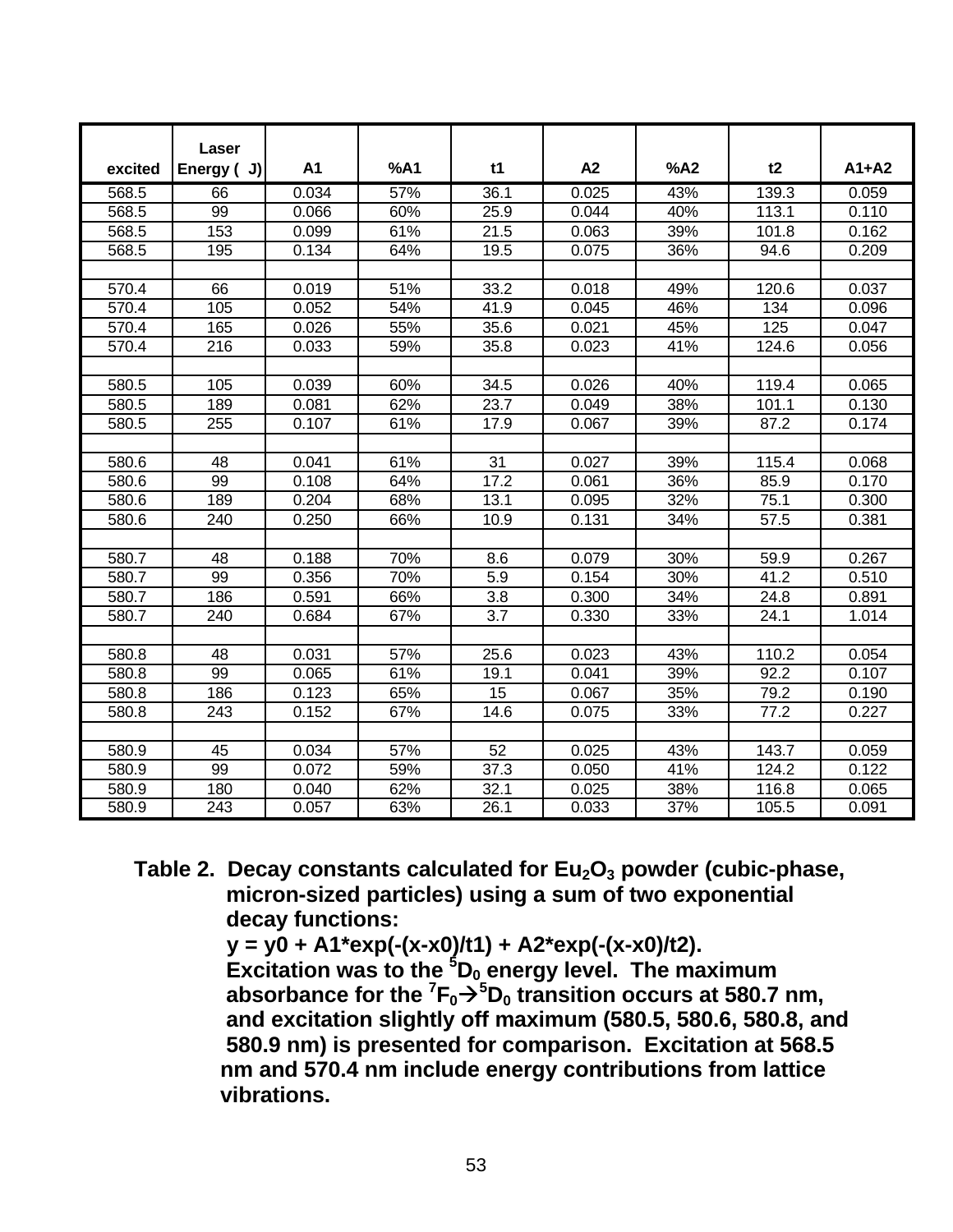| excited | Laser Energy ( J) | A1 | %A1 | t1 | A2 | %A2 | t2 | A1+A2 |
|---|---|---|---|---|---|---|---|---|
| 568.5 | 66 | 0.034 | 57% | 36.1 | 0.025 | 43% | 139.3 | 0.059 |
| 568.5 | 99 | 0.066 | 60% | 25.9 | 0.044 | 40% | 113.1 | 0.110 |
| 568.5 | 153 | 0.099 | 61% | 21.5 | 0.063 | 39% | 101.8 | 0.162 |
| 568.5 | 195 | 0.134 | 64% | 19.5 | 0.075 | 36% | 94.6 | 0.209 |
| | | | | | | | | |
| 570.4 | 66 | 0.019 | 51% | 33.2 | 0.018 | 49% | 120.6 | 0.037 |
| 570.4 | 105 | 0.052 | 54% | 41.9 | 0.045 | 46% | 134 | 0.096 |
| 570.4 | 165 | 0.026 | 55% | 35.6 | 0.021 | 45% | 125 | 0.047 |
| 570.4 | 216 | 0.033 | 59% | 35.8 | 0.023 | 41% | 124.6 | 0.056 |
| | | | | | | | | |
| 580.5 | 105 | 0.039 | 60% | 34.5 | 0.026 | 40% | 119.4 | 0.065 |
| 580.5 | 189 | 0.081 | 62% | 23.7 | 0.049 | 38% | 101.1 | 0.130 |
| 580.5 | 255 | 0.107 | 61% | 17.9 | 0.067 | 39% | 87.2 | 0.174 |
| | | | | | | | | |
| 580.6 | 48 | 0.041 | 61% | 31 | 0.027 | 39% | 115.4 | 0.068 |
| 580.6 | 99 | 0.108 | 64% | 17.2 | 0.061 | 36% | 85.9 | 0.170 |
| 580.6 | 189 | 0.204 | 68% | 13.1 | 0.095 | 32% | 75.1 | 0.300 |
| 580.6 | 240 | 0.250 | 66% | 10.9 | 0.131 | 34% | 57.5 | 0.381 |
| | | | | | | | | |
| 580.7 | 48 | 0.188 | 70% | 8.6 | 0.079 | 30% | 59.9 | 0.267 |
| 580.7 | 99 | 0.356 | 70% | 5.9 | 0.154 | 30% | 41.2 | 0.510 |
| 580.7 | 186 | 0.591 | 66% | 3.8 | 0.300 | 34% | 24.8 | 0.891 |
| 580.7 | 240 | 0.684 | 67% | 3.7 | 0.330 | 33% | 24.1 | 1.014 |
| | | | | | | | | |
| 580.8 | 48 | 0.031 | 57% | 25.6 | 0.023 | 43% | 110.2 | 0.054 |
| 580.8 | 99 | 0.065 | 61% | 19.1 | 0.041 | 39% | 92.2 | 0.107 |
| 580.8 | 186 | 0.123 | 65% | 15 | 0.067 | 35% | 79.2 | 0.190 |
| 580.8 | 243 | 0.152 | 67% | 14.6 | 0.075 | 33% | 77.2 | 0.227 |
| | | | | | | | | |
| 580.9 | 45 | 0.034 | 57% | 52 | 0.025 | 43% | 143.7 | 0.059 |
| 580.9 | 99 | 0.072 | 59% | 37.3 | 0.050 | 41% | 124.2 | 0.122 |
| 580.9 | 180 | 0.040 | 62% | 32.1 | 0.025 | 38% | 116.8 | 0.065 |
| 580.9 | 243 | 0.057 | 63% | 26.1 | 0.033 | 37% | 105.5 | 0.091 |

**Table 2. Decay constants calculated for $Eu_2O_3$ powder (cubic-phase, micron-sized particles) using a sum of two exponential decay functions: y = y0 + A1\*exp(-(x-x0)/t1) + A2\*exp(-(x-x0)/t2). Excitation was to the $^5D_0$ energy level. The maximum absorbance for the $^7F_0 \rightarrow {}^5D_0$ transition occurs at 580.7 nm, and excitation slightly off maximum (580.5, 580.6, 580.8, and 580.9 nm) is presented for comparison. Excitation at 568.5 nm and 570.4 nm include energy contributions from lattice vibrations.**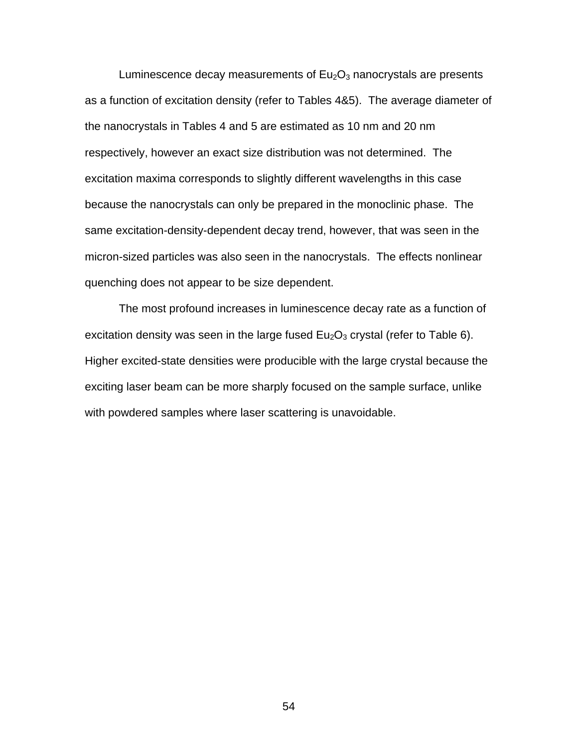Luminescence decay measurements of $Eu_2O_3$ nanocrystals are presents as a function of excitation density (refer to Tables 4&5). The average diameter of the nanocrystals in Tables 4 and 5 are estimated as 10 nm and 20 nm respectively, however an exact size distribution was not determined. The excitation maxima corresponds to slightly different wavelengths in this case because the nanocrystals can only be prepared in the monoclinic phase. The same excitation-density-dependent decay trend, however, that was seen in the micron-sized particles was also seen in the nanocrystals. The effects nonlinear quenching does not appear to be size dependent.

The most profound increases in luminescence decay rate as a function of excitation density was seen in the large fused $Eu_2O_3$ crystal (refer to Table 6). Higher excited-state densities were producible with the large crystal because the exciting laser beam can be more sharply focused on the sample surface, unlike with powdered samples where laser scattering is unavoidable.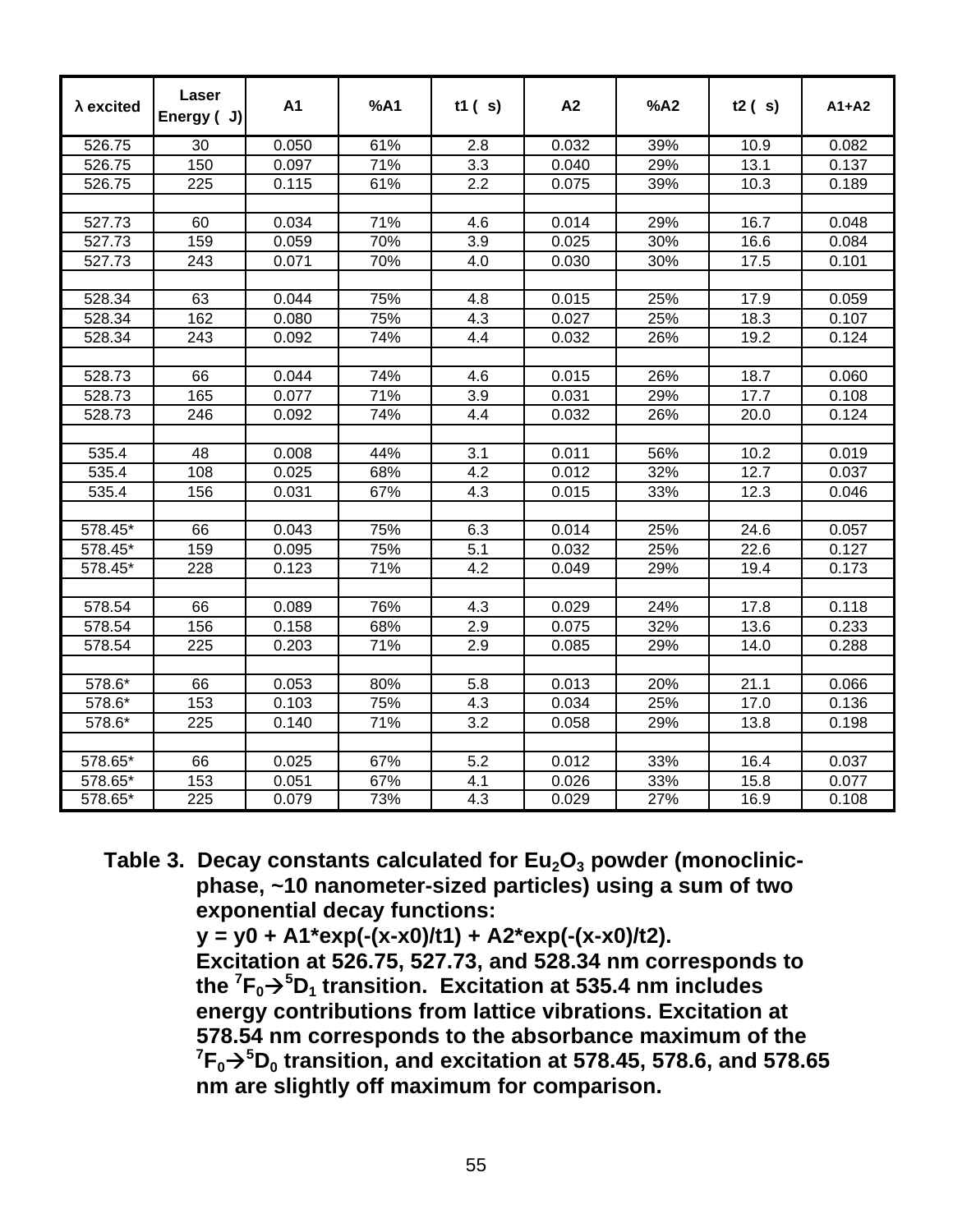| λ excited | Laser Energy ( J) | A1 | %A1 | t1 ( s) | A2 | %A2 | t2 ( s) | A1+A2 |
|---|---|---|---|---|---|---|---|---|
| 526.75 | 30 | 0.050 | 61% | 2.8 | 0.032 | 39% | 10.9 | 0.082 |
| 526.75 | 150 | 0.097 | 71% | 3.3 | 0.040 | 29% | 13.1 | 0.137 |
| 526.75 | 225 | 0.115 | 61% | 2.2 | 0.075 | 39% | 10.3 | 0.189 |
| | | | | | | | | |
| 527.73 | 60 | 0.034 | 71% | 4.6 | 0.014 | 29% | 16.7 | 0.048 |
| 527.73 | 159 | 0.059 | 70% | 3.9 | 0.025 | 30% | 16.6 | 0.084 |
| 527.73 | 243 | 0.071 | 70% | 4.0 | 0.030 | 30% | 17.5 | 0.101 |
| | | | | | | | | |
| 528.34 | 63 | 0.044 | 75% | 4.8 | 0.015 | 25% | 17.9 | 0.059 |
| 528.34 | 162 | 0.080 | 75% | 4.3 | 0.027 | 25% | 18.3 | 0.107 |
| 528.34 | 243 | 0.092 | 74% | 4.4 | 0.032 | 26% | 19.2 | 0.124 |
| | | | | | | | | |
| 528.73 | 66 | 0.044 | 74% | 4.6 | 0.015 | 26% | 18.7 | 0.060 |
| 528.73 | 165 | 0.077 | 71% | 3.9 | 0.031 | 29% | 17.7 | 0.108 |
| 528.73 | 246 | 0.092 | 74% | 4.4 | 0.032 | 26% | 20.0 | 0.124 |
| | | | | | | | | |
| 535.4 | 48 | 0.008 | 44% | 3.1 | 0.011 | 56% | 10.2 | 0.019 |
| 535.4 | 108 | 0.025 | 68% | 4.2 | 0.012 | 32% | 12.7 | 0.037 |
| 535.4 | 156 | 0.031 | 67% | 4.3 | 0.015 | 33% | 12.3 | 0.046 |
| | | | | | | | | |
| 578.45* | 66 | 0.043 | 75% | 6.3 | 0.014 | 25% | 24.6 | 0.057 |
| 578.45* | 159 | 0.095 | 75% | 5.1 | 0.032 | 25% | 22.6 | 0.127 |
| 578.45* | 228 | 0.123 | 71% | 4.2 | 0.049 | 29% | 19.4 | 0.173 |
| | | | | | | | | |
| 578.54 | 66 | 0.089 | 76% | 4.3 | 0.029 | 24% | 17.8 | 0.118 |
| 578.54 | 156 | 0.158 | 68% | 2.9 | 0.075 | 32% | 13.6 | 0.233 |
| 578.54 | 225 | 0.203 | 71% | 2.9 | 0.085 | 29% | 14.0 | 0.288 |
| | | | | | | | | |
| 578.6* | 66 | 0.053 | 80% | 5.8 | 0.013 | 20% | 21.1 | 0.066 |
| 578.6* | 153 | 0.103 | 75% | 4.3 | 0.034 | 25% | 17.0 | 0.136 |
| 578.6* | 225 | 0.140 | 71% | 3.2 | 0.058 | 29% | 13.8 | 0.198 |
| | | | | | | | | |
| 578.65* | 66 | 0.025 | 67% | 5.2 | 0.012 | 33% | 16.4 | 0.037 |
| 578.65* | 153 | 0.051 | 67% | 4.1 | 0.026 | 33% | 15.8 | 0.077 |
| 578.65* | 225 | 0.079 | 73% | 4.3 | 0.029 | 27% | 16.9 | 0.108 |

**Table 3. Decay constants calculated for $Eu_2O_3$ powder (monoclinic-phase, ~10 nanometer-sized particles) using a sum of two exponential decay functions:**
**y = y0 + A1*exp(-(x-x0)/t1) + A2*exp(-(x-x0)/t2).**
**Excitation at 526.75, 527.73, and 528.34 nm corresponds to the $^7F_0 \rightarrow {}^5D_1$ transition. Excitation at 535.4 nm includes energy contributions from lattice vibrations. Excitation at 578.54 nm corresponds to the absorbance maximum of the $^7F_0 \rightarrow {}^5D_0$ transition, and excitation at 578.45, 578.6, and 578.65 nm are slightly off maximum for comparison.**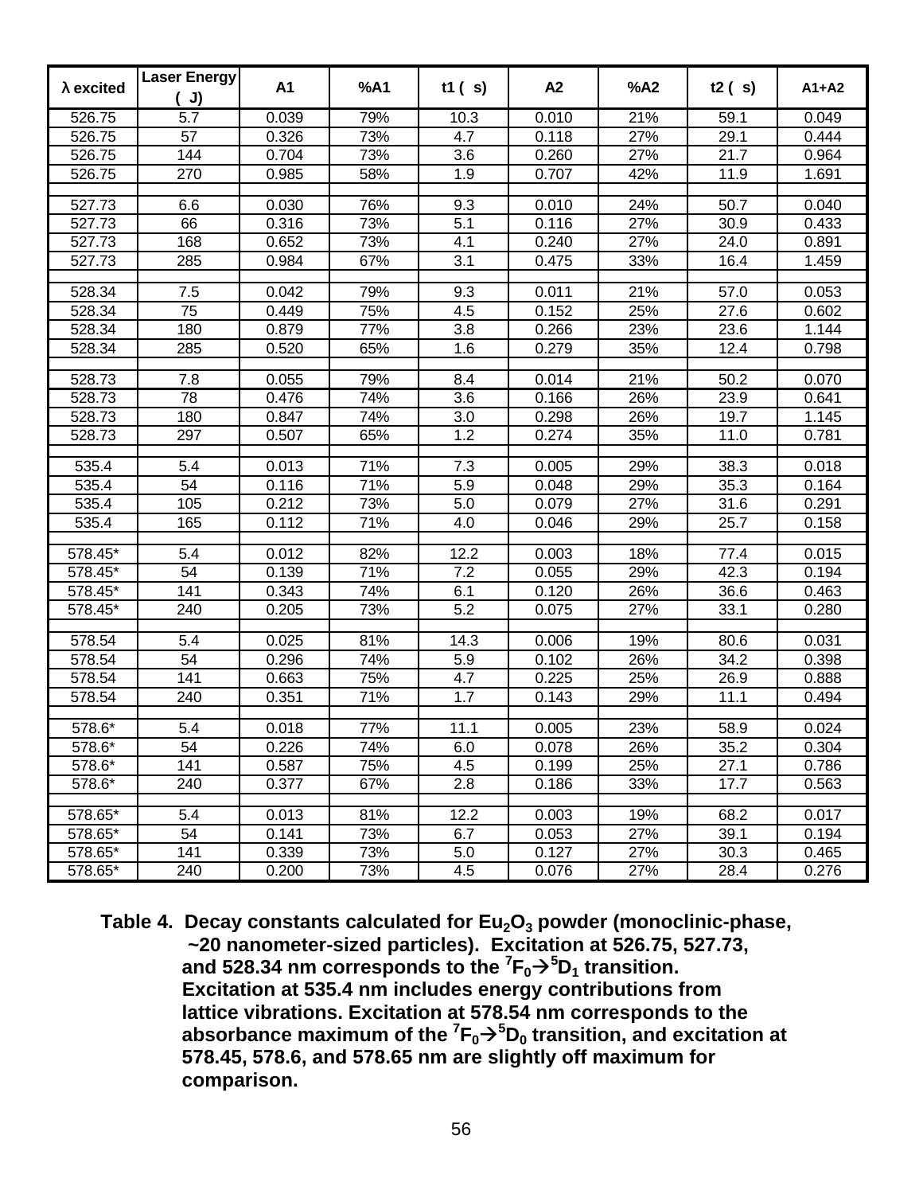| λ excited | Laser Energy (μJ) | A1 | %A1 | t1 (μs) | A2 | %A2 | t2 (μs) | A1+A2 |
|---|---|---|---|---|---|---|---|---|
| 526.75 | 5.7 | 0.039 | 79% | 10.3 | 0.010 | 21% | 59.1 | 0.049 |
| 526.75 | 57 | 0.326 | 73% | 4.7 | 0.118 | 27% | 29.1 | 0.444 |
| 526.75 | 144 | 0.704 | 73% | 3.6 | 0.260 | 27% | 21.7 | 0.964 |
| 526.75 | 270 | 0.985 | 58% | 1.9 | 0.707 | 42% | 11.9 | 1.691 |
| | | | | | | | | |
| 527.73 | 6.6 | 0.030 | 76% | 9.3 | 0.010 | 24% | 50.7 | 0.040 |
| 527.73 | 66 | 0.316 | 73% | 5.1 | 0.116 | 27% | 30.9 | 0.433 |
| 527.73 | 168 | 0.652 | 73% | 4.1 | 0.240 | 27% | 24.0 | 0.891 |
| 527.73 | 285 | 0.984 | 67% | 3.1 | 0.475 | 33% | 16.4 | 1.459 |
| | | | | | | | | |
| 528.34 | 7.5 | 0.042 | 79% | 9.3 | 0.011 | 21% | 57.0 | 0.053 |
| 528.34 | 75 | 0.449 | 75% | 4.5 | 0.152 | 25% | 27.6 | 0.602 |
| 528.34 | 180 | 0.879 | 77% | 3.8 | 0.266 | 23% | 23.6 | 1.144 |
| 528.34 | 285 | 0.520 | 65% | 1.6 | 0.279 | 35% | 12.4 | 0.798 |
| | | | | | | | | |
| 528.73 | 7.8 | 0.055 | 79% | 8.4 | 0.014 | 21% | 50.2 | 0.070 |
| 528.73 | 78 | 0.476 | 74% | 3.6 | 0.166 | 26% | 23.9 | 0.641 |
| 528.73 | 180 | 0.847 | 74% | 3.0 | 0.298 | 26% | 19.7 | 1.145 |
| 528.73 | 297 | 0.507 | 65% | 1.2 | 0.274 | 35% | 11.0 | 0.781 |
| | | | | | | | | |
| 535.4 | 5.4 | 0.013 | 71% | 7.3 | 0.005 | 29% | 38.3 | 0.018 |
| 535.4 | 54 | 0.116 | 71% | 5.9 | 0.048 | 29% | 35.3 | 0.164 |
| 535.4 | 105 | 0.212 | 73% | 5.0 | 0.079 | 27% | 31.6 | 0.291 |
| 535.4 | 165 | 0.112 | 71% | 4.0 | 0.046 | 29% | 25.7 | 0.158 |
| | | | | | | | | |
| 578.45* | 5.4 | 0.012 | 82% | 12.2 | 0.003 | 18% | 77.4 | 0.015 |
| 578.45* | 54 | 0.139 | 71% | 7.2 | 0.055 | 29% | 42.3 | 0.194 |
| 578.45* | 141 | 0.343 | 74% | 6.1 | 0.120 | 26% | 36.6 | 0.463 |
| 578.45* | 240 | 0.205 | 73% | 5.2 | 0.075 | 27% | 33.1 | 0.280 |
| | | | | | | | | |
| 578.54 | 5.4 | 0.025 | 81% | 14.3 | 0.006 | 19% | 80.6 | 0.031 |
| 578.54 | 54 | 0.296 | 74% | 5.9 | 0.102 | 26% | 34.2 | 0.398 |
| 578.54 | 141 | 0.663 | 75% | 4.7 | 0.225 | 25% | 26.9 | 0.888 |
| 578.54 | 240 | 0.351 | 71% | 1.7 | 0.143 | 29% | 11.1 | 0.494 |
| | | | | | | | | |
| 578.6* | 5.4 | 0.018 | 77% | 11.1 | 0.005 | 23% | 58.9 | 0.024 |
| 578.6* | 54 | 0.226 | 74% | 6.0 | 0.078 | 26% | 35.2 | 0.304 |
| 578.6* | 141 | 0.587 | 75% | 4.5 | 0.199 | 25% | 27.1 | 0.786 |
| 578.6* | 240 | 0.377 | 67% | 2.8 | 0.186 | 33% | 17.7 | 0.563 |
| | | | | | | | | |
| 578.65* | 5.4 | 0.013 | 81% | 12.2 | 0.003 | 19% | 68.2 | 0.017 |
| 578.65* | 54 | 0.141 | 73% | 6.7 | 0.053 | 27% | 39.1 | 0.194 |
| 578.65* | 141 | 0.339 | 73% | 5.0 | 0.127 | 27% | 30.3 | 0.465 |
| 578.65* | 240 | 0.200 | 73% | 4.5 | 0.076 | 27% | 28.4 | 0.276 |

**Table 4. Decay constants calculated for $Eu_2O_3$ powder (monoclinic-phase, ~20 nanometer-sized particles). Excitation at 526.75, 527.73, and 528.34 nm corresponds to the $^7F_0 \rightarrow ^5D_1$ transition. Excitation at 535.4 nm includes energy contributions from lattice vibrations. Excitation at 578.54 nm corresponds to the absorbance maximum of the $^7F_0 \rightarrow ^5D_0$ transition, and excitation at 578.45, 578.6, and 578.65 nm are slightly off maximum for comparison.**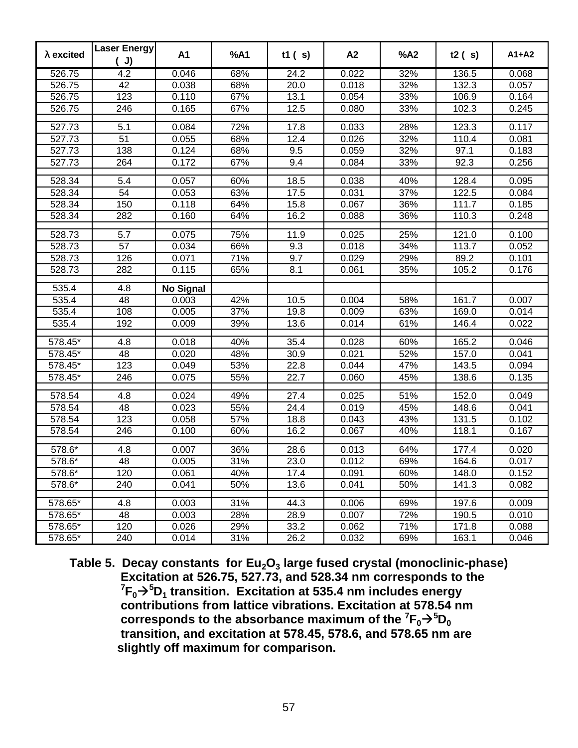| λ excited | Laser Energy (μJ) | A1 | %A1 | t1 (μs) | A2 | %A2 | t2 (μs) | A1+A2 |
|---|---|---|---|---|---|---|---|---|
| 526.75 | 4.2 | 0.046 | 68% | 24.2 | 0.022 | 32% | 136.5 | 0.068 |
| 526.75 | 42 | 0.038 | 68% | 20.0 | 0.018 | 32% | 132.3 | 0.057 |
| 526.75 | 123 | 0.110 | 67% | 13.1 | 0.054 | 33% | 106.9 | 0.164 |
| 526.75 | 246 | 0.165 | 67% | 12.5 | 0.080 | 33% | 102.3 | 0.245 |
| | | | | | | | | |
| 527.73 | 5.1 | 0.084 | 72% | 17.8 | 0.033 | 28% | 123.3 | 0.117 |
| 527.73 | 51 | 0.055 | 68% | 12.4 | 0.026 | 32% | 110.4 | 0.081 |
| 527.73 | 138 | 0.124 | 68% | 9.5 | 0.059 | 32% | 97.1 | 0.183 |
| 527.73 | 264 | 0.172 | 67% | 9.4 | 0.084 | 33% | 92.3 | 0.256 |
| | | | | | | | | |
| 528.34 | 5.4 | 0.057 | 60% | 18.5 | 0.038 | 40% | 128.4 | 0.095 |
| 528.34 | 54 | 0.053 | 63% | 17.5 | 0.031 | 37% | 122.5 | 0.084 |
| 528.34 | 150 | 0.118 | 64% | 15.8 | 0.067 | 36% | 111.7 | 0.185 |
| 528.34 | 282 | 0.160 | 64% | 16.2 | 0.088 | 36% | 110.3 | 0.248 |
| | | | | | | | | |
| 528.73 | 5.7 | 0.075 | 75% | 11.9 | 0.025 | 25% | 121.0 | 0.100 |
| 528.73 | 57 | 0.034 | 66% | 9.3 | 0.018 | 34% | 113.7 | 0.052 |
| 528.73 | 126 | 0.071 | 71% | 9.7 | 0.029 | 29% | 89.2 | 0.101 |
| 528.73 | 282 | 0.115 | 65% | 8.1 | 0.061 | 35% | 105.2 | 0.176 |
| | | | | | | | | |
| 535.4 | 4.8 | **No Signal** | | | | | | |
| 535.4 | 48 | 0.003 | 42% | 10.5 | 0.004 | 58% | 161.7 | 0.007 |
| 535.4 | 108 | 0.005 | 37% | 19.8 | 0.009 | 63% | 169.0 | 0.014 |
| 535.4 | 192 | 0.009 | 39% | 13.6 | 0.014 | 61% | 146.4 | 0.022 |
| | | | | | | | | |
| 578.45* | 4.8 | 0.018 | 40% | 35.4 | 0.028 | 60% | 165.2 | 0.046 |
| 578.45* | 48 | 0.020 | 48% | 30.9 | 0.021 | 52% | 157.0 | 0.041 |
| 578.45* | 123 | 0.049 | 53% | 22.8 | 0.044 | 47% | 143.5 | 0.094 |
| 578.45* | 246 | 0.075 | 55% | 22.7 | 0.060 | 45% | 138.6 | 0.135 |
| | | | | | | | | |
| 578.54 | 4.8 | 0.024 | 49% | 27.4 | 0.025 | 51% | 152.0 | 0.049 |
| 578.54 | 48 | 0.023 | 55% | 24.4 | 0.019 | 45% | 148.6 | 0.041 |
| 578.54 | 123 | 0.058 | 57% | 18.8 | 0.043 | 43% | 131.5 | 0.102 |
| 578.54 | 246 | 0.100 | 60% | 16.2 | 0.067 | 40% | 118.1 | 0.167 |
| | | | | | | | | |
| 578.6* | 4.8 | 0.007 | 36% | 28.6 | 0.013 | 64% | 177.4 | 0.020 |
| 578.6* | 48 | 0.005 | 31% | 23.0 | 0.012 | 69% | 164.6 | 0.017 |
| 578.6* | 120 | 0.061 | 40% | 17.4 | 0.091 | 60% | 148.0 | 0.152 |
| 578.6* | 240 | 0.041 | 50% | 13.6 | 0.041 | 50% | 141.3 | 0.082 |
| | | | | | | | | |
| 578.65* | 4.8 | 0.003 | 31% | 44.3 | 0.006 | 69% | 197.6 | 0.009 |
| 578.65* | 48 | 0.003 | 28% | 28.9 | 0.007 | 72% | 190.5 | 0.010 |
| 578.65* | 120 | 0.026 | 29% | 33.2 | 0.062 | 71% | 171.8 | 0.088 |
| 578.65* | 240 | 0.014 | 31% | 26.2 | 0.032 | 69% | 163.1 | 0.046 |

**Table 5. Decay constants for $Eu_2O_3$ large fused crystal (monoclinic-phase) Excitation at 526.75, 527.73, and 528.34 nm corresponds to the $^7F_0 \rightarrow {}^5D_1$ transition. Excitation at 535.4 nm includes energy contributions from lattice vibrations. Excitation at 578.54 nm corresponds to the absorbance maximum of the $^7F_0 \rightarrow {}^5D_0$ transition, and excitation at 578.45, 578.6, and 578.65 nm are slightly off maximum for comparison.**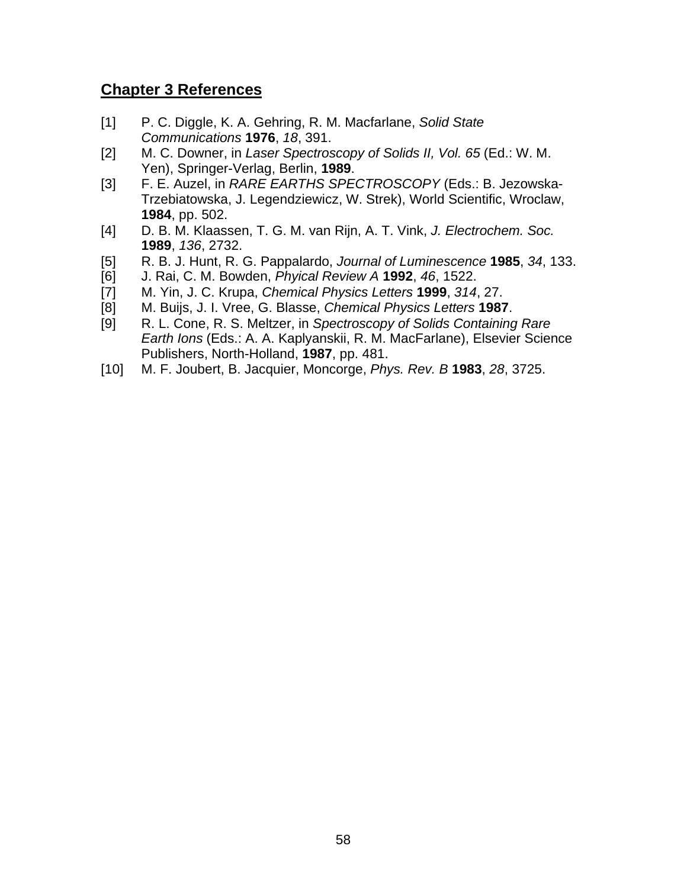## Chapter 3 References

[1] P. C. Diggle, K. A. Gehring, R. M. Macfarlane, *Solid State Communications* **1976**, *18*, 391.

[2] M. C. Downer, in *Laser Spectroscopy of Solids II, Vol. 65* (Ed.: W. M. Yen), Springer-Verlag, Berlin, **1989**.

[3] F. E. Auzel, in *RARE EARTHS SPECTROSCOPY* (Eds.: B. Jezowska-Trzebiatowska, J. Legendziewicz, W. Strek), World Scientific, Wroclaw, **1984**, pp. 502.

[4] D. B. M. Klaassen, T. G. M. van Rijn, A. T. Vink, *J. Electrochem. Soc.* **1989**, *136*, 2732.

[5] R. B. J. Hunt, R. G. Pappalardo, *Journal of Luminescence* **1985**, *34*, 133.

[6] J. Rai, C. M. Bowden, *Phyical Review A* **1992**, *46*, 1522.

[7] M. Yin, J. C. Krupa, *Chemical Physics Letters* **1999**, *314*, 27.

[8] M. Buijs, J. I. Vree, G. Blasse, *Chemical Physics Letters* **1987**.

[9] R. L. Cone, R. S. Meltzer, in *Spectroscopy of Solids Containing Rare Earth Ions* (Eds.: A. A. Kaplyanskii, R. M. MacFarlane), Elsevier Science Publishers, North-Holland, **1987**, pp. 481.

[10] M. F. Joubert, B. Jacquier, Moncorge, *Phys. Rev. B* **1983**, *28*, 3725.